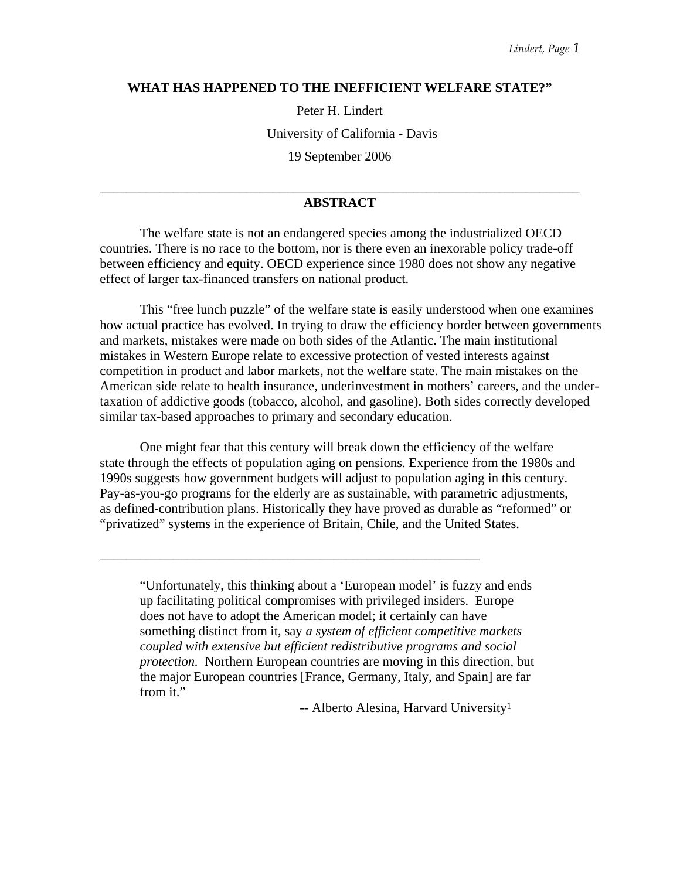# WHAT HAS HAPPENED TO THE INEFFICIENT WELFARE STATE?"

Peter H. Lindert

University of California - Davis

19 September 2006

---

## ABSTRACT

The welfare state is not an endangered species among the industrialized OECD countries. There is no race to the bottom, nor is there even an inexorable policy trade-off between efficiency and equity. OECD experience since 1980 does not show any negative effect of larger tax-financed transfers on national product.

This "free lunch puzzle" of the welfare state is easily understood when one examines how actual practice has evolved. In trying to draw the efficiency border between governments and markets, mistakes were made on both sides of the Atlantic. The main institutional mistakes in Western Europe relate to excessive protection of vested interests against competition in product and labor markets, not the welfare state. The main mistakes on the American side relate to health insurance, underinvestment in mothers' careers, and the under-taxation of addictive goods (tobacco, alcohol, and gasoline). Both sides correctly developed similar tax-based approaches to primary and secondary education.

One might fear that this century will break down the efficiency of the welfare state through the effects of population aging on pensions. Experience from the 1980s and 1990s suggests how government budgets will adjust to population aging in this century. Pay-as-you-go programs for the elderly are as sustainable, with parametric adjustments, as defined-contribution plans. Historically they have proved as durable as "reformed" or "privatized" systems in the experience of Britain, Chile, and the United States.

---

> "Unfortunately, this thinking about a 'European model' is fuzzy and ends up facilitating political compromises with privileged insiders. Europe does not have to adopt the American model; it certainly can have something distinct from it, say *a system of efficient competitive markets coupled with extensive but efficient redistributive programs and social protection.* Northern European countries are moving in this direction, but the major European countries [France, Germany, Italy, and Spain] are far from it."
>
> -- Alberto Alesina, Harvard University[1]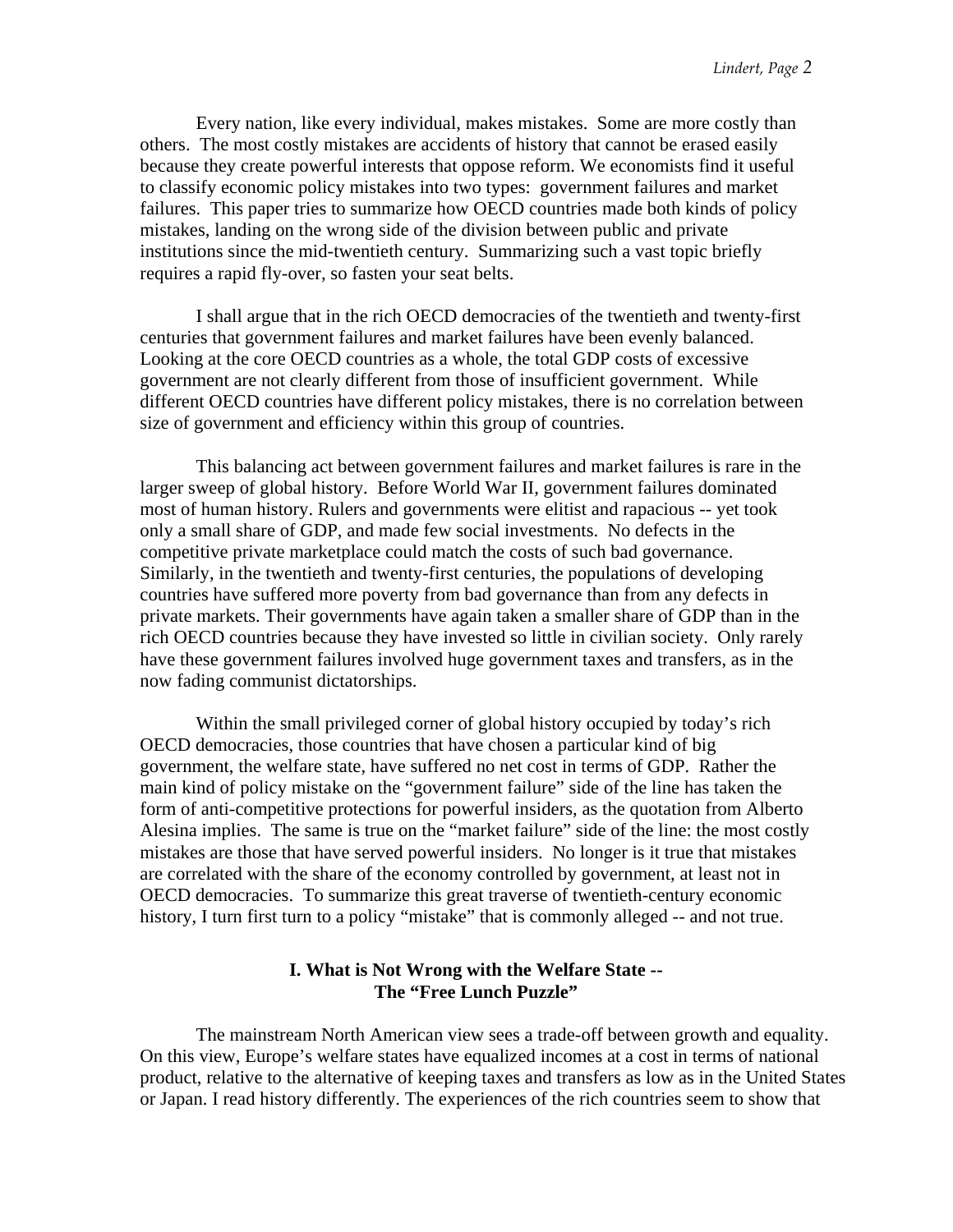Every nation, like every individual, makes mistakes. Some are more costly than others. The most costly mistakes are accidents of history that cannot be erased easily because they create powerful interests that oppose reform. We economists find it useful to classify economic policy mistakes into two types: government failures and market failures. This paper tries to summarize how OECD countries made both kinds of policy mistakes, landing on the wrong side of the division between public and private institutions since the mid-twentieth century. Summarizing such a vast topic briefly requires a rapid fly-over, so fasten your seat belts.

I shall argue that in the rich OECD democracies of the twentieth and twenty-first centuries that government failures and market failures have been evenly balanced. Looking at the core OECD countries as a whole, the total GDP costs of excessive government are not clearly different from those of insufficient government. While different OECD countries have different policy mistakes, there is no correlation between size of government and efficiency within this group of countries.

This balancing act between government failures and market failures is rare in the larger sweep of global history. Before World War II, government failures dominated most of human history. Rulers and governments were elitist and rapacious -- yet took only a small share of GDP, and made few social investments. No defects in the competitive private marketplace could match the costs of such bad governance. Similarly, in the twentieth and twenty-first centuries, the populations of developing countries have suffered more poverty from bad governance than from any defects in private markets. Their governments have again taken a smaller share of GDP than in the rich OECD countries because they have invested so little in civilian society. Only rarely have these government failures involved huge government taxes and transfers, as in the now fading communist dictatorships.

Within the small privileged corner of global history occupied by today's rich OECD democracies, those countries that have chosen a particular kind of big government, the welfare state, have suffered no net cost in terms of GDP. Rather the main kind of policy mistake on the "government failure" side of the line has taken the form of anti-competitive protections for powerful insiders, as the quotation from Alberto Alesina implies. The same is true on the "market failure" side of the line: the most costly mistakes are those that have served powerful insiders. No longer is it true that mistakes are correlated with the share of the economy controlled by government, at least not in OECD democracies. To summarize this great traverse of twentieth-century economic history, I turn first turn to a policy "mistake" that is commonly alleged -- and not true.

## I. What is Not Wrong with the Welfare State -- The "Free Lunch Puzzle"

The mainstream North American view sees a trade-off between growth and equality. On this view, Europe's welfare states have equalized incomes at a cost in terms of national product, relative to the alternative of keeping taxes and transfers as low as in the United States or Japan. I read history differently. The experiences of the rich countries seem to show that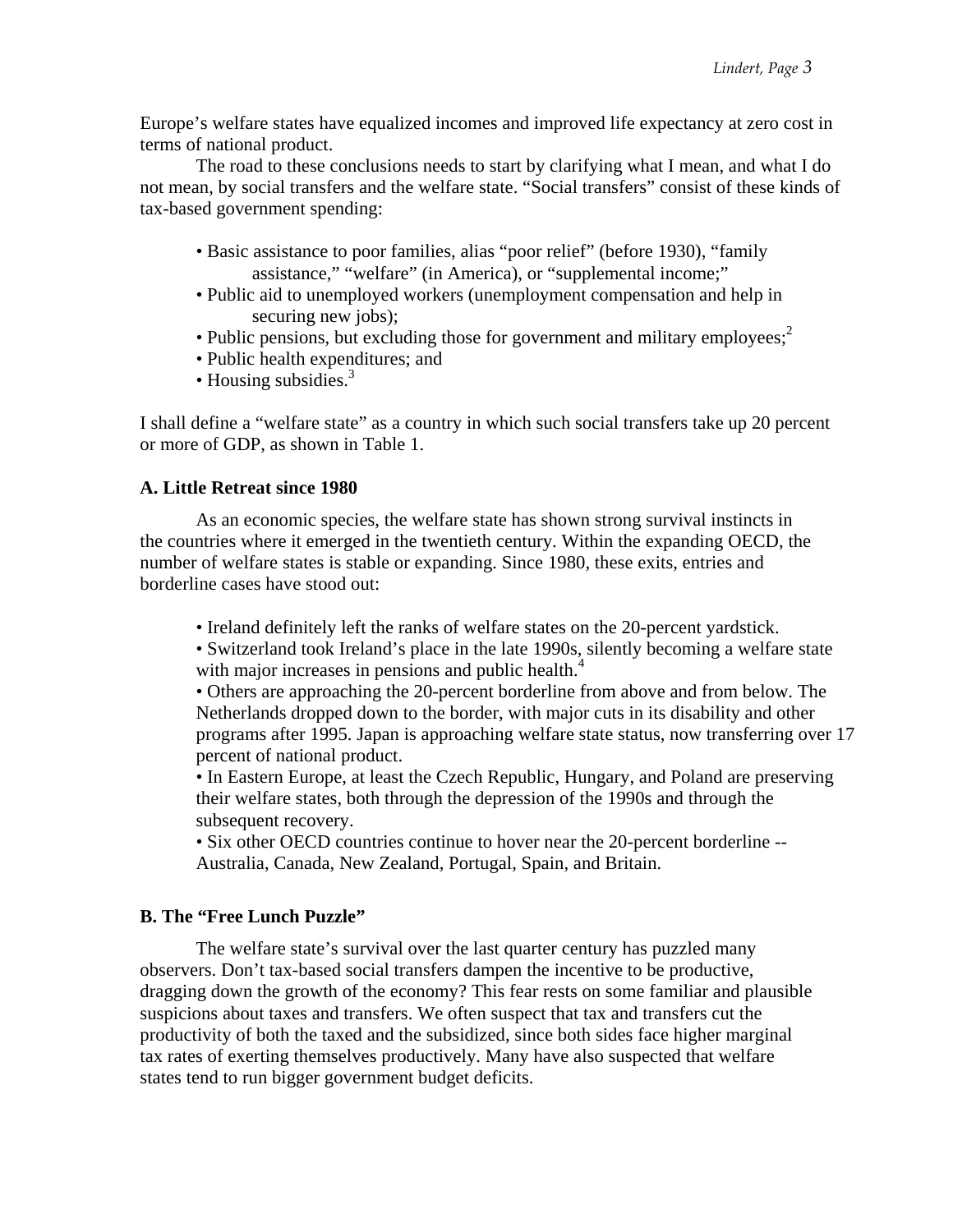Europe's welfare states have equalized incomes and improved life expectancy at zero cost in terms of national product.

The road to these conclusions needs to start by clarifying what I mean, and what I do not mean, by social transfers and the welfare state. "Social transfers" consist of these kinds of tax-based government spending:

- Basic assistance to poor families, alias "poor relief" (before 1930), "family assistance," "welfare" (in America), or "supplemental income;"
- Public aid to unemployed workers (unemployment compensation and help in securing new jobs);
- Public pensions, but excluding those for government and military employees;[2]
- Public health expenditures; and
- Housing subsidies.[3]

I shall define a "welfare state" as a country in which such social transfers take up 20 percent or more of GDP, as shown in Table 1.

### A. Little Retreat since 1980

As an economic species, the welfare state has shown strong survival instincts in the countries where it emerged in the twentieth century. Within the expanding OECD, the number of welfare states is stable or expanding. Since 1980, these exits, entries and borderline cases have stood out:

- Ireland definitely left the ranks of welfare states on the 20-percent yardstick.
- Switzerland took Ireland's place in the late 1990s, silently becoming a welfare state with major increases in pensions and public health.[4]
- Others are approaching the 20-percent borderline from above and from below. The Netherlands dropped down to the border, with major cuts in its disability and other programs after 1995. Japan is approaching welfare state status, now transferring over 17 percent of national product.
- In Eastern Europe, at least the Czech Republic, Hungary, and Poland are preserving their welfare states, both through the depression of the 1990s and through the subsequent recovery.
- Six other OECD countries continue to hover near the 20-percent borderline -- Australia, Canada, New Zealand, Portugal, Spain, and Britain.

### B. The "Free Lunch Puzzle"

The welfare state's survival over the last quarter century has puzzled many observers. Don't tax-based social transfers dampen the incentive to be productive, dragging down the growth of the economy? This fear rests on some familiar and plausible suspicions about taxes and transfers. We often suspect that tax and transfers cut the productivity of both the taxed and the subsidized, since both sides face higher marginal tax rates of exerting themselves productively. Many have also suspected that welfare states tend to run bigger government budget deficits.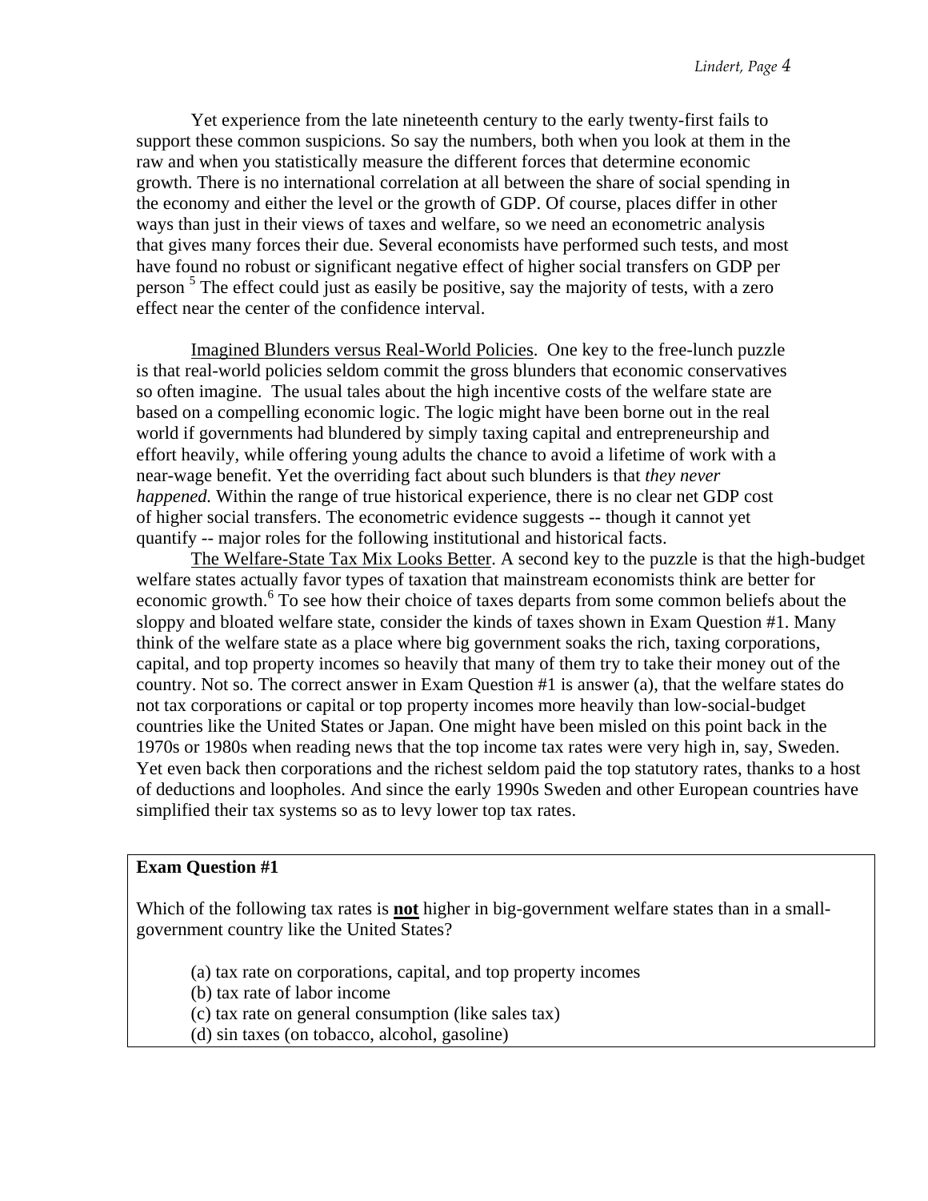Yet experience from the late nineteenth century to the early twenty-first fails to support these common suspicions. So say the numbers, both when you look at them in the raw and when you statistically measure the different forces that determine economic growth. There is no international correlation at all between the share of social spending in the economy and either the level or the growth of GDP. Of course, places differ in other ways than just in their views of taxes and welfare, so we need an econometric analysis that gives many forces their due. Several economists have performed such tests, and most have found no robust or significant negative effect of higher social transfers on GDP per person [5] The effect could just as easily be positive, say the majority of tests, with a zero effect near the center of the confidence interval.

Imagined Blunders versus Real-World Policies. One key to the free-lunch puzzle is that real-world policies seldom commit the gross blunders that economic conservatives so often imagine. The usual tales about the high incentive costs of the welfare state are based on a compelling economic logic. The logic might have been borne out in the real world if governments had blundered by simply taxing capital and entrepreneurship and effort heavily, while offering young adults the chance to avoid a lifetime of work with a near-wage benefit. Yet the overriding fact about such blunders is that *they never happened.* Within the range of true historical experience, there is no clear net GDP cost of higher social transfers. The econometric evidence suggests -- though it cannot yet quantify -- major roles for the following institutional and historical facts.

The Welfare-State Tax Mix Looks Better. A second key to the puzzle is that the high-budget welfare states actually favor types of taxation that mainstream economists think are better for economic growth.[6] To see how their choice of taxes departs from some common beliefs about the sloppy and bloated welfare state, consider the kinds of taxes shown in Exam Question #1. Many think of the welfare state as a place where big government soaks the rich, taxing corporations, capital, and top property incomes so heavily that many of them try to take their money out of the country. Not so. The correct answer in Exam Question #1 is answer (a), that the welfare states do not tax corporations or capital or top property incomes more heavily than low-social-budget countries like the United States or Japan. One might have been misled on this point back in the 1970s or 1980s when reading news that the top income tax rates were very high in, say, Sweden. Yet even back then corporations and the richest seldom paid the top statutory rates, thanks to a host of deductions and loopholes. And since the early 1990s Sweden and other European countries have simplified their tax systems so as to levy lower top tax rates.

**Exam Question #1**

Which of the following tax rates is **not** higher in big-government welfare states than in a small-government country like the United States?

(a) tax rate on corporations, capital, and top property incomes
(b) tax rate of labor income
(c) tax rate on general consumption (like sales tax)
(d) sin taxes (on tobacco, alcohol, gasoline)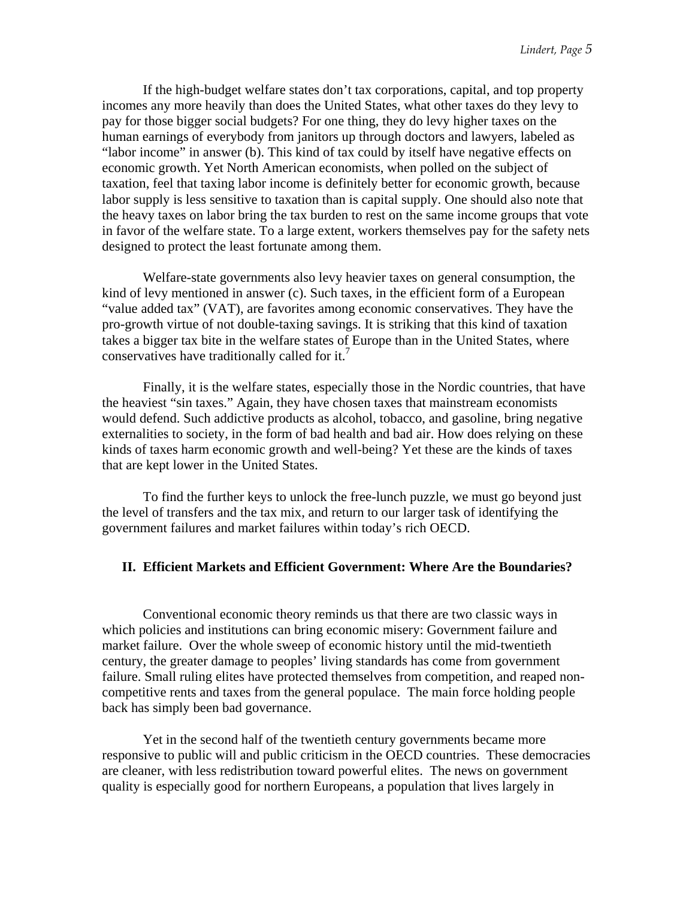If the high-budget welfare states don't tax corporations, capital, and top property incomes any more heavily than does the United States, what other taxes do they levy to pay for those bigger social budgets? For one thing, they do levy higher taxes on the human earnings of everybody from janitors up through doctors and lawyers, labeled as "labor income" in answer (b). This kind of tax could by itself have negative effects on economic growth. Yet North American economists, when polled on the subject of taxation, feel that taxing labor income is definitely better for economic growth, because labor supply is less sensitive to taxation than is capital supply. One should also note that the heavy taxes on labor bring the tax burden to rest on the same income groups that vote in favor of the welfare state. To a large extent, workers themselves pay for the safety nets designed to protect the least fortunate among them.

Welfare-state governments also levy heavier taxes on general consumption, the kind of levy mentioned in answer (c). Such taxes, in the efficient form of a European "value added tax" (VAT), are favorites among economic conservatives. They have the pro-growth virtue of not double-taxing savings. It is striking that this kind of taxation takes a bigger tax bite in the welfare states of Europe than in the United States, where conservatives have traditionally called for it.[7]

Finally, it is the welfare states, especially those in the Nordic countries, that have the heaviest "sin taxes." Again, they have chosen taxes that mainstream economists would defend. Such addictive products as alcohol, tobacco, and gasoline, bring negative externalities to society, in the form of bad health and bad air. How does relying on these kinds of taxes harm economic growth and well-being? Yet these are the kinds of taxes that are kept lower in the United States.

To find the further keys to unlock the free-lunch puzzle, we must go beyond just the level of transfers and the tax mix, and return to our larger task of identifying the government failures and market failures within today's rich OECD.

## II. Efficient Markets and Efficient Government: Where Are the Boundaries?

Conventional economic theory reminds us that there are two classic ways in which policies and institutions can bring economic misery: Government failure and market failure. Over the whole sweep of economic history until the mid-twentieth century, the greater damage to peoples' living standards has come from government failure. Small ruling elites have protected themselves from competition, and reaped non-competitive rents and taxes from the general populace. The main force holding people back has simply been bad governance.

Yet in the second half of the twentieth century governments became more responsive to public will and public criticism in the OECD countries. These democracies are cleaner, with less redistribution toward powerful elites. The news on government quality is especially good for northern Europeans, a population that lives largely in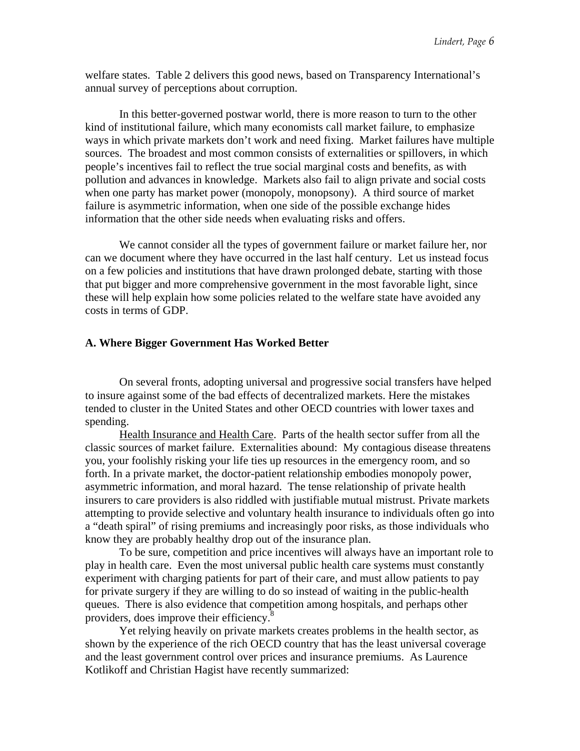welfare states. Table 2 delivers this good news, based on Transparency International's annual survey of perceptions about corruption.

In this better-governed postwar world, there is more reason to turn to the other kind of institutional failure, which many economists call market failure, to emphasize ways in which private markets don't work and need fixing. Market failures have multiple sources. The broadest and most common consists of externalities or spillovers, in which people's incentives fail to reflect the true social marginal costs and benefits, as with pollution and advances in knowledge. Markets also fail to align private and social costs when one party has market power (monopoly, monopsony). A third source of market failure is asymmetric information, when one side of the possible exchange hides information that the other side needs when evaluating risks and offers.

We cannot consider all the types of government failure or market failure her, nor can we document where they have occurred in the last half century. Let us instead focus on a few policies and institutions that have drawn prolonged debate, starting with those that put bigger and more comprehensive government in the most favorable light, since these will help explain how some policies related to the welfare state have avoided any costs in terms of GDP.

### A. Where Bigger Government Has Worked Better

On several fronts, adopting universal and progressive social transfers have helped to insure against some of the bad effects of decentralized markets. Here the mistakes tended to cluster in the United States and other OECD countries with lower taxes and spending.

Health Insurance and Health Care. Parts of the health sector suffer from all the classic sources of market failure. Externalities abound: My contagious disease threatens you, your foolishly risking your life ties up resources in the emergency room, and so forth. In a private market, the doctor-patient relationship embodies monopoly power, asymmetric information, and moral hazard. The tense relationship of private health insurers to care providers is also riddled with justifiable mutual mistrust. Private markets attempting to provide selective and voluntary health insurance to individuals often go into a "death spiral" of rising premiums and increasingly poor risks, as those individuals who know they are probably healthy drop out of the insurance plan.

To be sure, competition and price incentives will always have an important role to play in health care. Even the most universal public health care systems must constantly experiment with charging patients for part of their care, and must allow patients to pay for private surgery if they are willing to do so instead of waiting in the public-health queues. There is also evidence that competition among hospitals, and perhaps other providers, does improve their efficiency.[8]

Yet relying heavily on private markets creates problems in the health sector, as shown by the experience of the rich OECD country that has the least universal coverage and the least government control over prices and insurance premiums. As Laurence Kotlikoff and Christian Hagist have recently summarized: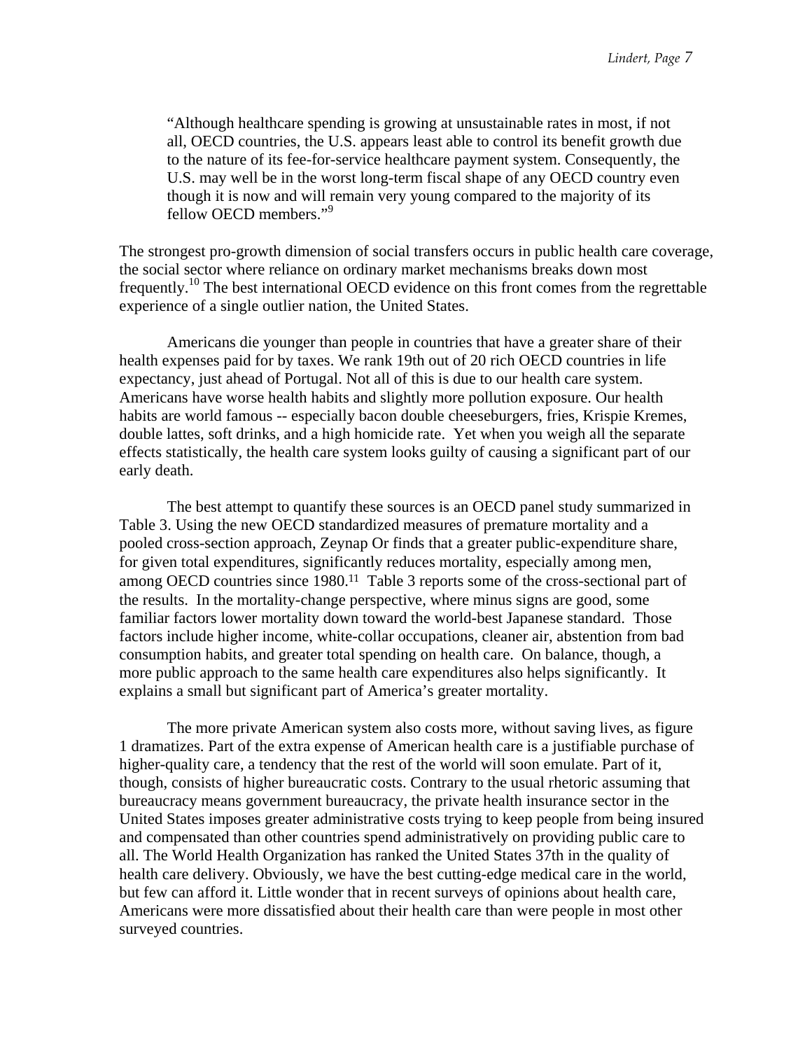> "Although healthcare spending is growing at unsustainable rates in most, if not all, OECD countries, the U.S. appears least able to control its benefit growth due to the nature of its fee-for-service healthcare payment system. Consequently, the U.S. may well be in the worst long-term fiscal shape of any OECD country even though it is now and will remain very young compared to the majority of its fellow OECD members."[9]

The strongest pro-growth dimension of social transfers occurs in public health care coverage, the social sector where reliance on ordinary market mechanisms breaks down most frequently.[10] The best international OECD evidence on this front comes from the regrettable experience of a single outlier nation, the United States.

Americans die younger than people in countries that have a greater share of their health expenses paid for by taxes. We rank 19th out of 20 rich OECD countries in life expectancy, just ahead of Portugal. Not all of this is due to our health care system. Americans have worse health habits and slightly more pollution exposure. Our health habits are world famous -- especially bacon double cheeseburgers, fries, Krispie Kremes, double lattes, soft drinks, and a high homicide rate. Yet when you weigh all the separate effects statistically, the health care system looks guilty of causing a significant part of our early death.

The best attempt to quantify these sources is an OECD panel study summarized in Table 3. Using the new OECD standardized measures of premature mortality and a pooled cross-section approach, Zeynap Or finds that a greater public-expenditure share, for given total expenditures, significantly reduces mortality, especially among men, among OECD countries since 1980.[11] Table 3 reports some of the cross-sectional part of the results. In the mortality-change perspective, where minus signs are good, some familiar factors lower mortality down toward the world-best Japanese standard. Those factors include higher income, white-collar occupations, cleaner air, abstention from bad consumption habits, and greater total spending on health care. On balance, though, a more public approach to the same health care expenditures also helps significantly. It explains a small but significant part of America's greater mortality.

The more private American system also costs more, without saving lives, as figure 1 dramatizes. Part of the extra expense of American health care is a justifiable purchase of higher-quality care, a tendency that the rest of the world will soon emulate. Part of it, though, consists of higher bureaucratic costs. Contrary to the usual rhetoric assuming that bureaucracy means government bureaucracy, the private health insurance sector in the United States imposes greater administrative costs trying to keep people from being insured and compensated than other countries spend administratively on providing public care to all. The World Health Organization has ranked the United States 37th in the quality of health care delivery. Obviously, we have the best cutting-edge medical care in the world, but few can afford it. Little wonder that in recent surveys of opinions about health care, Americans were more dissatisfied about their health care than were people in most other surveyed countries.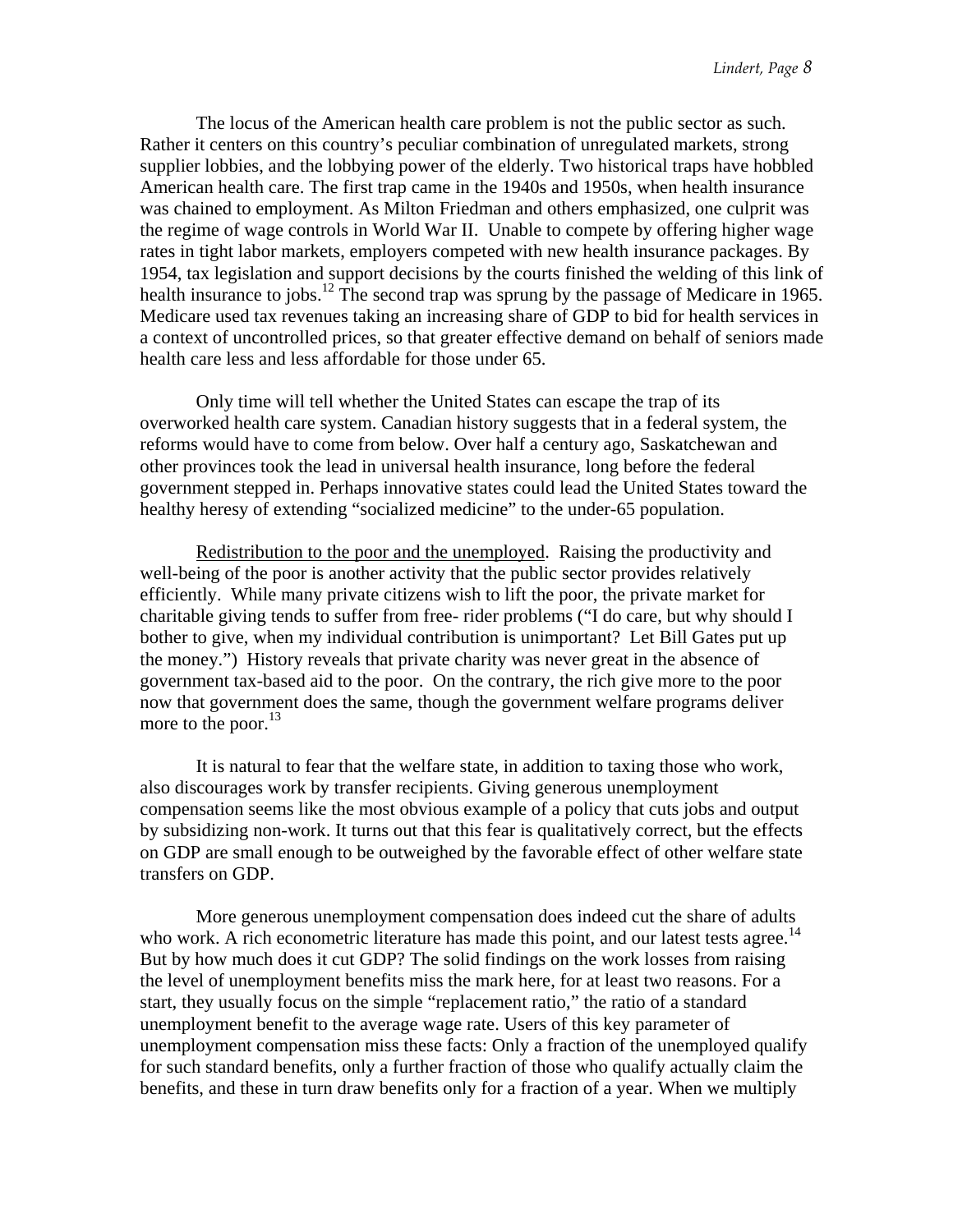The locus of the American health care problem is not the public sector as such. Rather it centers on this country's peculiar combination of unregulated markets, strong supplier lobbies, and the lobbying power of the elderly. Two historical traps have hobbled American health care. The first trap came in the 1940s and 1950s, when health insurance was chained to employment. As Milton Friedman and others emphasized, one culprit was the regime of wage controls in World War II. Unable to compete by offering higher wage rates in tight labor markets, employers competed with new health insurance packages. By 1954, tax legislation and support decisions by the courts finished the welding of this link of health insurance to jobs.[12] The second trap was sprung by the passage of Medicare in 1965. Medicare used tax revenues taking an increasing share of GDP to bid for health services in a context of uncontrolled prices, so that greater effective demand on behalf of seniors made health care less and less affordable for those under 65.

Only time will tell whether the United States can escape the trap of its overworked health care system. Canadian history suggests that in a federal system, the reforms would have to come from below. Over half a century ago, Saskatchewan and other provinces took the lead in universal health insurance, long before the federal government stepped in. Perhaps innovative states could lead the United States toward the healthy heresy of extending "socialized medicine" to the under-65 population.

Redistribution to the poor and the unemployed. Raising the productivity and well-being of the poor is another activity that the public sector provides relatively efficiently. While many private citizens wish to lift the poor, the private market for charitable giving tends to suffer from free- rider problems ("I do care, but why should I bother to give, when my individual contribution is unimportant? Let Bill Gates put up the money.") History reveals that private charity was never great in the absence of government tax-based aid to the poor. On the contrary, the rich give more to the poor now that government does the same, though the government welfare programs deliver more to the poor.[13]

It is natural to fear that the welfare state, in addition to taxing those who work, also discourages work by transfer recipients. Giving generous unemployment compensation seems like the most obvious example of a policy that cuts jobs and output by subsidizing non-work. It turns out that this fear is qualitatively correct, but the effects on GDP are small enough to be outweighed by the favorable effect of other welfare state transfers on GDP.

More generous unemployment compensation does indeed cut the share of adults who work. A rich econometric literature has made this point, and our latest tests agree.[14] But by how much does it cut GDP? The solid findings on the work losses from raising the level of unemployment benefits miss the mark here, for at least two reasons. For a start, they usually focus on the simple "replacement ratio," the ratio of a standard unemployment benefit to the average wage rate. Users of this key parameter of unemployment compensation miss these facts: Only a fraction of the unemployed qualify for such standard benefits, only a further fraction of those who qualify actually claim the benefits, and these in turn draw benefits only for a fraction of a year. When we multiply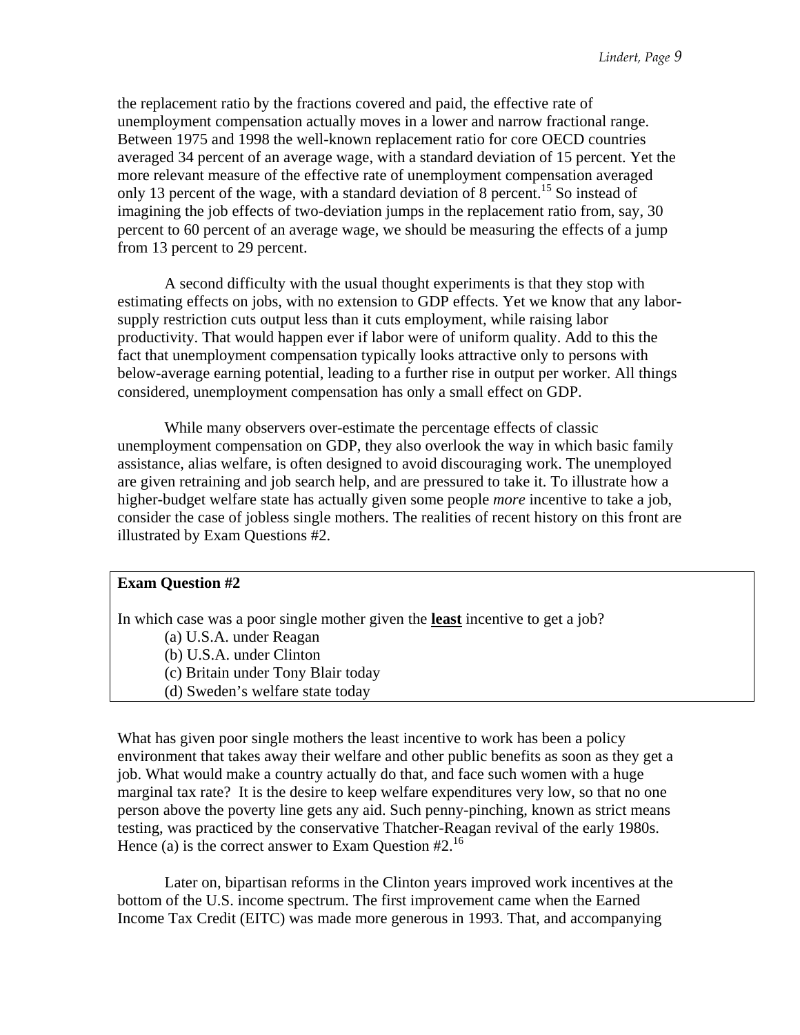the replacement ratio by the fractions covered and paid, the effective rate of unemployment compensation actually moves in a lower and narrow fractional range. Between 1975 and 1998 the well-known replacement ratio for core OECD countries averaged 34 percent of an average wage, with a standard deviation of 15 percent. Yet the more relevant measure of the effective rate of unemployment compensation averaged only 13 percent of the wage, with a standard deviation of 8 percent.[15] So instead of imagining the job effects of two-deviation jumps in the replacement ratio from, say, 30 percent to 60 percent of an average wage, we should be measuring the effects of a jump from 13 percent to 29 percent.

A second difficulty with the usual thought experiments is that they stop with estimating effects on jobs, with no extension to GDP effects. Yet we know that any labor-supply restriction cuts output less than it cuts employment, while raising labor productivity. That would happen ever if labor were of uniform quality. Add to this the fact that unemployment compensation typically looks attractive only to persons with below-average earning potential, leading to a further rise in output per worker. All things considered, unemployment compensation has only a small effect on GDP.

While many observers over-estimate the percentage effects of classic unemployment compensation on GDP, they also overlook the way in which basic family assistance, alias welfare, is often designed to avoid discouraging work. The unemployed are given retraining and job search help, and are pressured to take it. To illustrate how a higher-budget welfare state has actually given some people *more* incentive to take a job, consider the case of jobless single mothers. The realities of recent history on this front are illustrated by Exam Questions #2.

**Exam Question #2**

In which case was a poor single mother given the **least** incentive to get a job?

(a) U.S.A. under Reagan
(b) U.S.A. under Clinton
(c) Britain under Tony Blair today
(d) Sweden's welfare state today

What has given poor single mothers the least incentive to work has been a policy environment that takes away their welfare and other public benefits as soon as they get a job. What would make a country actually do that, and face such women with a huge marginal tax rate? It is the desire to keep welfare expenditures very low, so that no one person above the poverty line gets any aid. Such penny-pinching, known as strict means testing, was practiced by the conservative Thatcher-Reagan revival of the early 1980s. Hence (a) is the correct answer to Exam Question #2.[16]

Later on, bipartisan reforms in the Clinton years improved work incentives at the bottom of the U.S. income spectrum. The first improvement came when the Earned Income Tax Credit (EITC) was made more generous in 1993. That, and accompanying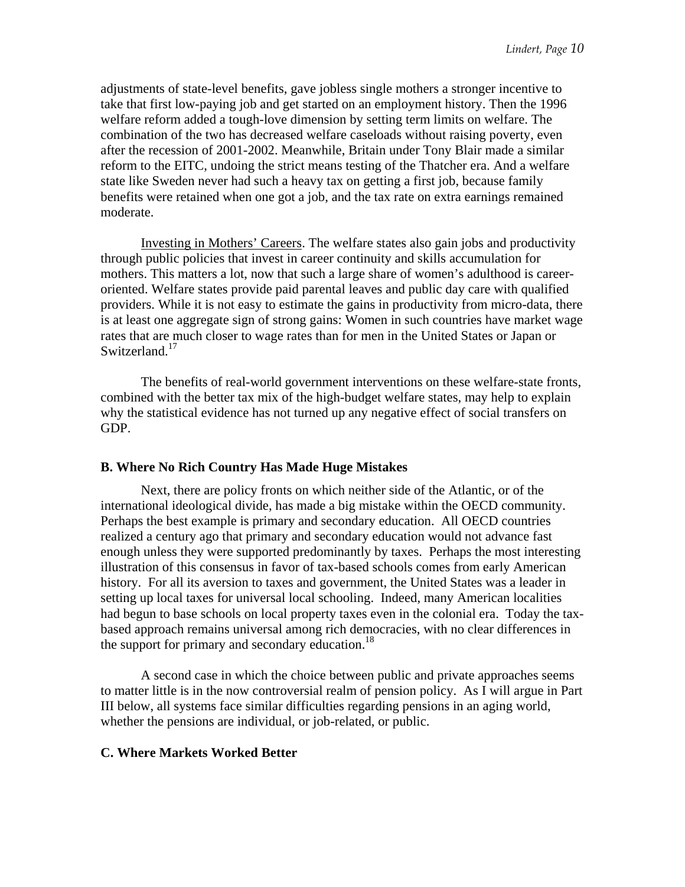adjustments of state-level benefits, gave jobless single mothers a stronger incentive to take that first low-paying job and get started on an employment history. Then the 1996 welfare reform added a tough-love dimension by setting term limits on welfare. The combination of the two has decreased welfare caseloads without raising poverty, even after the recession of 2001-2002. Meanwhile, Britain under Tony Blair made a similar reform to the EITC, undoing the strict means testing of the Thatcher era. And a welfare state like Sweden never had such a heavy tax on getting a first job, because family benefits were retained when one got a job, and the tax rate on extra earnings remained moderate.

Investing in Mothers' Careers. The welfare states also gain jobs and productivity through public policies that invest in career continuity and skills accumulation for mothers. This matters a lot, now that such a large share of women's adulthood is career-oriented. Welfare states provide paid parental leaves and public day care with qualified providers. While it is not easy to estimate the gains in productivity from micro-data, there is at least one aggregate sign of strong gains: Women in such countries have market wage rates that are much closer to wage rates than for men in the United States or Japan or Switzerland.[17]

The benefits of real-world government interventions on these welfare-state fronts, combined with the better tax mix of the high-budget welfare states, may help to explain why the statistical evidence has not turned up any negative effect of social transfers on GDP.

### B. Where No Rich Country Has Made Huge Mistakes

Next, there are policy fronts on which neither side of the Atlantic, or of the international ideological divide, has made a big mistake within the OECD community. Perhaps the best example is primary and secondary education. All OECD countries realized a century ago that primary and secondary education would not advance fast enough unless they were supported predominantly by taxes. Perhaps the most interesting illustration of this consensus in favor of tax-based schools comes from early American history. For all its aversion to taxes and government, the United States was a leader in setting up local taxes for universal local schooling. Indeed, many American localities had begun to base schools on local property taxes even in the colonial era. Today the tax-based approach remains universal among rich democracies, with no clear differences in the support for primary and secondary education.[18]

A second case in which the choice between public and private approaches seems to matter little is in the now controversial realm of pension policy. As I will argue in Part III below, all systems face similar difficulties regarding pensions in an aging world, whether the pensions are individual, or job-related, or public.

### C. Where Markets Worked Better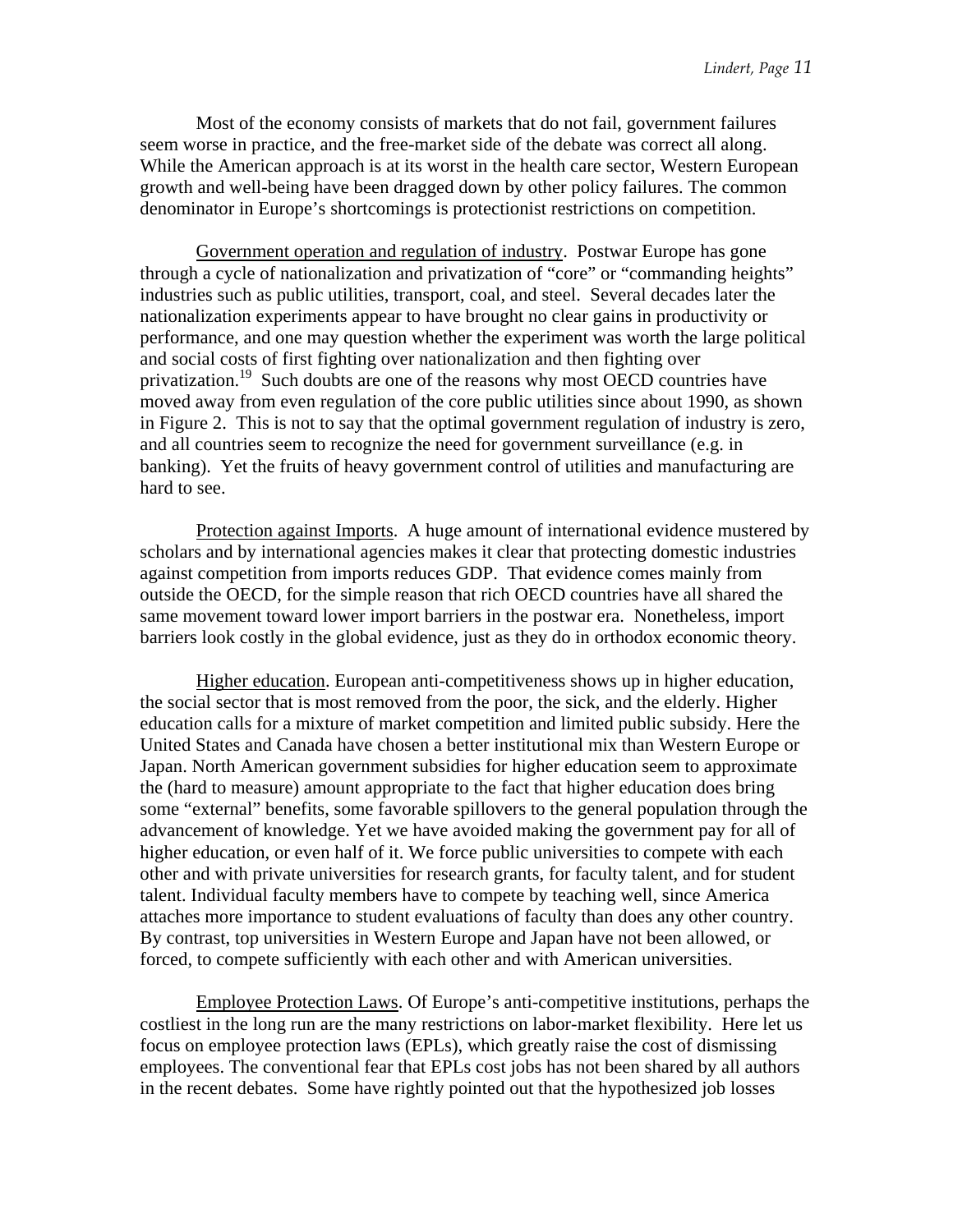Most of the economy consists of markets that do not fail, government failures seem worse in practice, and the free-market side of the debate was correct all along. While the American approach is at its worst in the health care sector, Western European growth and well-being have been dragged down by other policy failures. The common denominator in Europe's shortcomings is protectionist restrictions on competition.

<u>Government operation and regulation of industry</u>. Postwar Europe has gone through a cycle of nationalization and privatization of "core" or "commanding heights" industries such as public utilities, transport, coal, and steel. Several decades later the nationalization experiments appear to have brought no clear gains in productivity or performance, and one may question whether the experiment was worth the large political and social costs of first fighting over nationalization and then fighting over privatization.[19] Such doubts are one of the reasons why most OECD countries have moved away from even regulation of the core public utilities since about 1990, as shown in Figure 2. This is not to say that the optimal government regulation of industry is zero, and all countries seem to recognize the need for government surveillance (e.g. in banking). Yet the fruits of heavy government control of utilities and manufacturing are hard to see.

<u>Protection against Imports</u>. A huge amount of international evidence mustered by scholars and by international agencies makes it clear that protecting domestic industries against competition from imports reduces GDP. That evidence comes mainly from outside the OECD, for the simple reason that rich OECD countries have all shared the same movement toward lower import barriers in the postwar era. Nonetheless, import barriers look costly in the global evidence, just as they do in orthodox economic theory.

<u>Higher education</u>. European anti-competitiveness shows up in higher education, the social sector that is most removed from the poor, the sick, and the elderly. Higher education calls for a mixture of market competition and limited public subsidy. Here the United States and Canada have chosen a better institutional mix than Western Europe or Japan. North American government subsidies for higher education seem to approximate the (hard to measure) amount appropriate to the fact that higher education does bring some "external" benefits, some favorable spillovers to the general population through the advancement of knowledge. Yet we have avoided making the government pay for all of higher education, or even half of it. We force public universities to compete with each other and with private universities for research grants, for faculty talent, and for student talent. Individual faculty members have to compete by teaching well, since America attaches more importance to student evaluations of faculty than does any other country. By contrast, top universities in Western Europe and Japan have not been allowed, or forced, to compete sufficiently with each other and with American universities.

<u>Employee Protection Laws</u>. Of Europe's anti-competitive institutions, perhaps the costliest in the long run are the many restrictions on labor-market flexibility. Here let us focus on employee protection laws (EPLs), which greatly raise the cost of dismissing employees. The conventional fear that EPLs cost jobs has not been shared by all authors in the recent debates. Some have rightly pointed out that the hypothesized job losses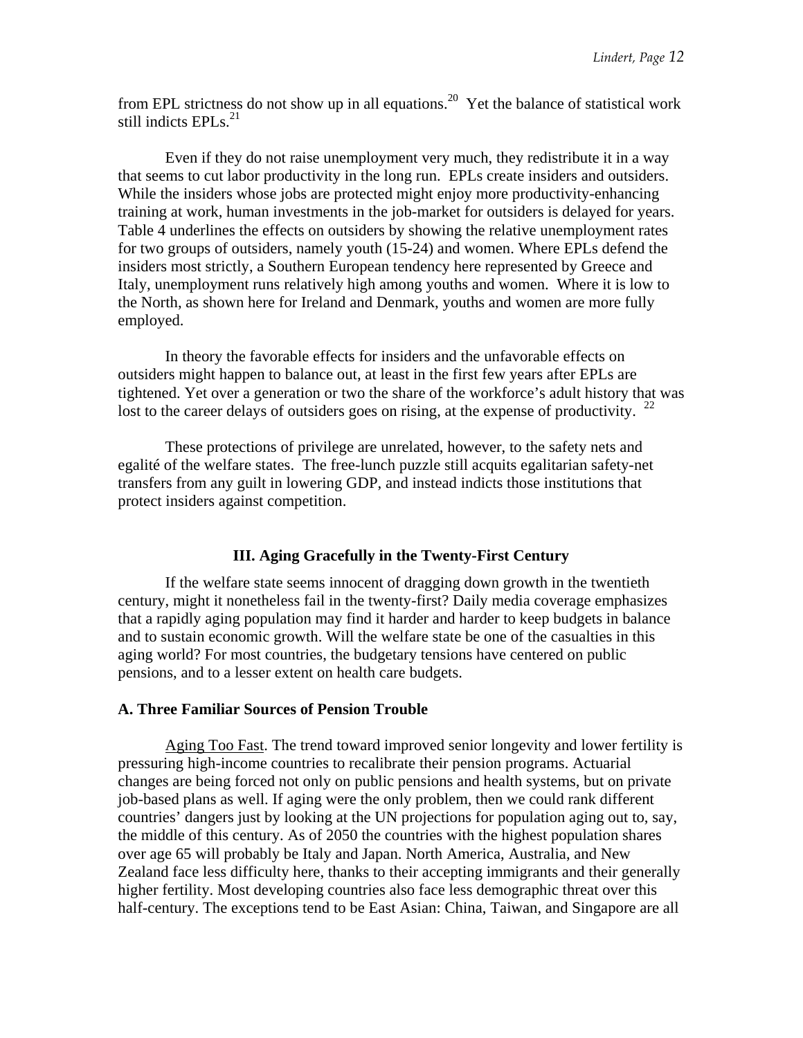from EPL strictness do not show up in all equations.[20] Yet the balance of statistical work still indicts EPLs.[21]

Even if they do not raise unemployment very much, they redistribute it in a way that seems to cut labor productivity in the long run. EPLs create insiders and outsiders. While the insiders whose jobs are protected might enjoy more productivity-enhancing training at work, human investments in the job-market for outsiders is delayed for years. Table 4 underlines the effects on outsiders by showing the relative unemployment rates for two groups of outsiders, namely youth (15-24) and women. Where EPLs defend the insiders most strictly, a Southern European tendency here represented by Greece and Italy, unemployment runs relatively high among youths and women. Where it is low to the North, as shown here for Ireland and Denmark, youths and women are more fully employed.

In theory the favorable effects for insiders and the unfavorable effects on outsiders might happen to balance out, at least in the first few years after EPLs are tightened. Yet over a generation or two the share of the workforce's adult history that was lost to the career delays of outsiders goes on rising, at the expense of productivity. [22]

These protections of privilege are unrelated, however, to the safety nets and egalité of the welfare states. The free-lunch puzzle still acquits egalitarian safety-net transfers from any guilt in lowering GDP, and instead indicts those institutions that protect insiders against competition.

## III. Aging Gracefully in the Twenty-First Century

If the welfare state seems innocent of dragging down growth in the twentieth century, might it nonetheless fail in the twenty-first? Daily media coverage emphasizes that a rapidly aging population may find it harder and harder to keep budgets in balance and to sustain economic growth. Will the welfare state be one of the casualties in this aging world? For most countries, the budgetary tensions have centered on public pensions, and to a lesser extent on health care budgets.

### A. Three Familiar Sources of Pension Trouble

Aging Too Fast. The trend toward improved senior longevity and lower fertility is pressuring high-income countries to recalibrate their pension programs. Actuarial changes are being forced not only on public pensions and health systems, but on private job-based plans as well. If aging were the only problem, then we could rank different countries' dangers just by looking at the UN projections for population aging out to, say, the middle of this century. As of 2050 the countries with the highest population shares over age 65 will probably be Italy and Japan. North America, Australia, and New Zealand face less difficulty here, thanks to their accepting immigrants and their generally higher fertility. Most developing countries also face less demographic threat over this half-century. The exceptions tend to be East Asian: China, Taiwan, and Singapore are all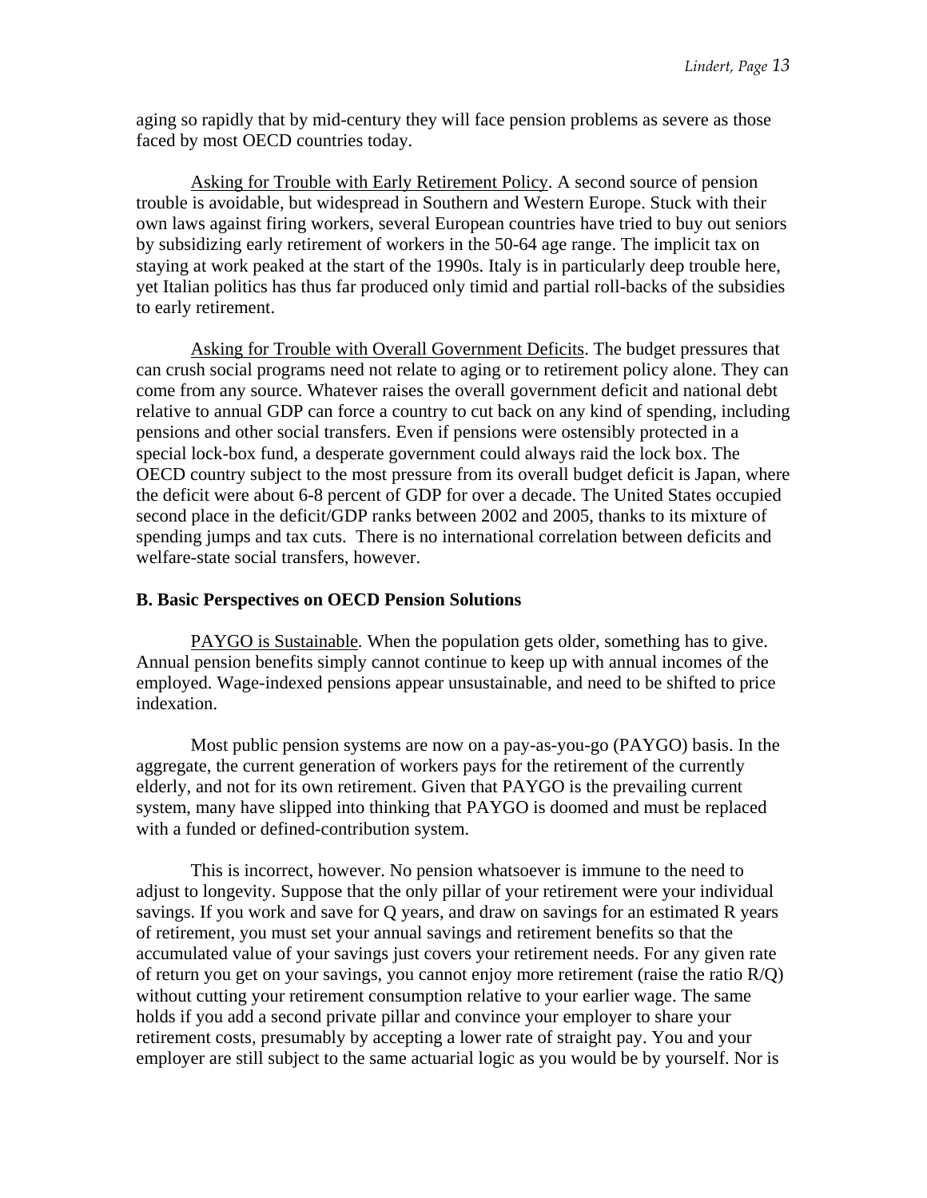aging so rapidly that by mid-century they will face pension problems as severe as those faced by most OECD countries today.

Asking for Trouble with Early Retirement Policy. A second source of pension trouble is avoidable, but widespread in Southern and Western Europe. Stuck with their own laws against firing workers, several European countries have tried to buy out seniors by subsidizing early retirement of workers in the 50-64 age range. The implicit tax on staying at work peaked at the start of the 1990s. Italy is in particularly deep trouble here, yet Italian politics has thus far produced only timid and partial roll-backs of the subsidies to early retirement.

Asking for Trouble with Overall Government Deficits. The budget pressures that can crush social programs need not relate to aging or to retirement policy alone. They can come from any source. Whatever raises the overall government deficit and national debt relative to annual GDP can force a country to cut back on any kind of spending, including pensions and other social transfers. Even if pensions were ostensibly protected in a special lock-box fund, a desperate government could always raid the lock box. The OECD country subject to the most pressure from its overall budget deficit is Japan, where the deficit were about 6-8 percent of GDP for over a decade. The United States occupied second place in the deficit/GDP ranks between 2002 and 2005, thanks to its mixture of spending jumps and tax cuts. There is no international correlation between deficits and welfare-state social transfers, however.

### B. Basic Perspectives on OECD Pension Solutions

PAYGO is Sustainable. When the population gets older, something has to give. Annual pension benefits simply cannot continue to keep up with annual incomes of the employed. Wage-indexed pensions appear unsustainable, and need to be shifted to price indexation.

Most public pension systems are now on a pay-as-you-go (PAYGO) basis. In the aggregate, the current generation of workers pays for the retirement of the currently elderly, and not for its own retirement. Given that PAYGO is the prevailing current system, many have slipped into thinking that PAYGO is doomed and must be replaced with a funded or defined-contribution system.

This is incorrect, however. No pension whatsoever is immune to the need to adjust to longevity. Suppose that the only pillar of your retirement were your individual savings. If you work and save for Q years, and draw on savings for an estimated R years of retirement, you must set your annual savings and retirement benefits so that the accumulated value of your savings just covers your retirement needs. For any given rate of return you get on your savings, you cannot enjoy more retirement (raise the ratio R/Q) without cutting your retirement consumption relative to your earlier wage. The same holds if you add a second private pillar and convince your employer to share your retirement costs, presumably by accepting a lower rate of straight pay. You and your employer are still subject to the same actuarial logic as you would be by yourself. Nor is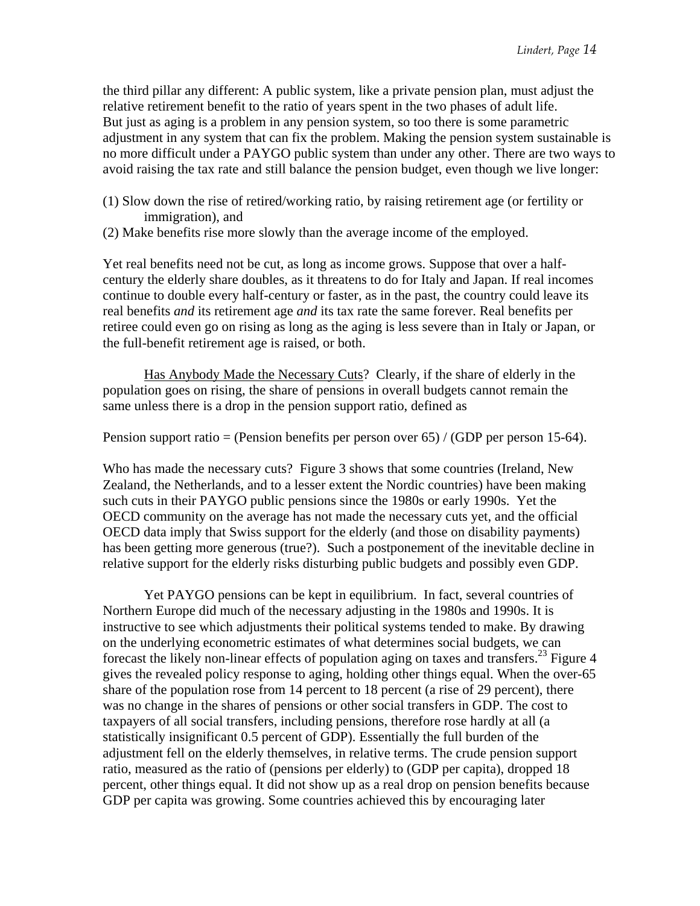the third pillar any different: A public system, like a private pension plan, must adjust the relative retirement benefit to the ratio of years spent in the two phases of adult life. But just as aging is a problem in any pension system, so too there is some parametric adjustment in any system that can fix the problem. Making the pension system sustainable is no more difficult under a PAYGO public system than under any other. There are two ways to avoid raising the tax rate and still balance the pension budget, even though we live longer:

(1) Slow down the rise of retired/working ratio, by raising retirement age (or fertility or immigration), and
(2) Make benefits rise more slowly than the average income of the employed.

Yet real benefits need not be cut, as long as income grows. Suppose that over a half-century the elderly share doubles, as it threatens to do for Italy and Japan. If real incomes continue to double every half-century or faster, as in the past, the country could leave its real benefits *and* its retirement age *and* its tax rate the same forever. Real benefits per retiree could even go on rising as long as the aging is less severe than in Italy or Japan, or the full-benefit retirement age is raised, or both.

Has Anybody Made the Necessary Cuts? Clearly, if the share of elderly in the population goes on rising, the share of pensions in overall budgets cannot remain the same unless there is a drop in the pension support ratio, defined as

Pension support ratio = (Pension benefits per person over 65) / (GDP per person 15-64).

Who has made the necessary cuts? Figure 3 shows that some countries (Ireland, New Zealand, the Netherlands, and to a lesser extent the Nordic countries) have been making such cuts in their PAYGO public pensions since the 1980s or early 1990s. Yet the OECD community on the average has not made the necessary cuts yet, and the official OECD data imply that Swiss support for the elderly (and those on disability payments) has been getting more generous (true?). Such a postponement of the inevitable decline in relative support for the elderly risks disturbing public budgets and possibly even GDP.

Yet PAYGO pensions can be kept in equilibrium. In fact, several countries of Northern Europe did much of the necessary adjusting in the 1980s and 1990s. It is instructive to see which adjustments their political systems tended to make. By drawing on the underlying econometric estimates of what determines social budgets, we can forecast the likely non-linear effects of population aging on taxes and transfers.[23] Figure 4 gives the revealed policy response to aging, holding other things equal. When the over-65 share of the population rose from 14 percent to 18 percent (a rise of 29 percent), there was no change in the shares of pensions or other social transfers in GDP. The cost to taxpayers of all social transfers, including pensions, therefore rose hardly at all (a statistically insignificant 0.5 percent of GDP). Essentially the full burden of the adjustment fell on the elderly themselves, in relative terms. The crude pension support ratio, measured as the ratio of (pensions per elderly) to (GDP per capita), dropped 18 percent, other things equal. It did not show up as a real drop on pension benefits because GDP per capita was growing. Some countries achieved this by encouraging later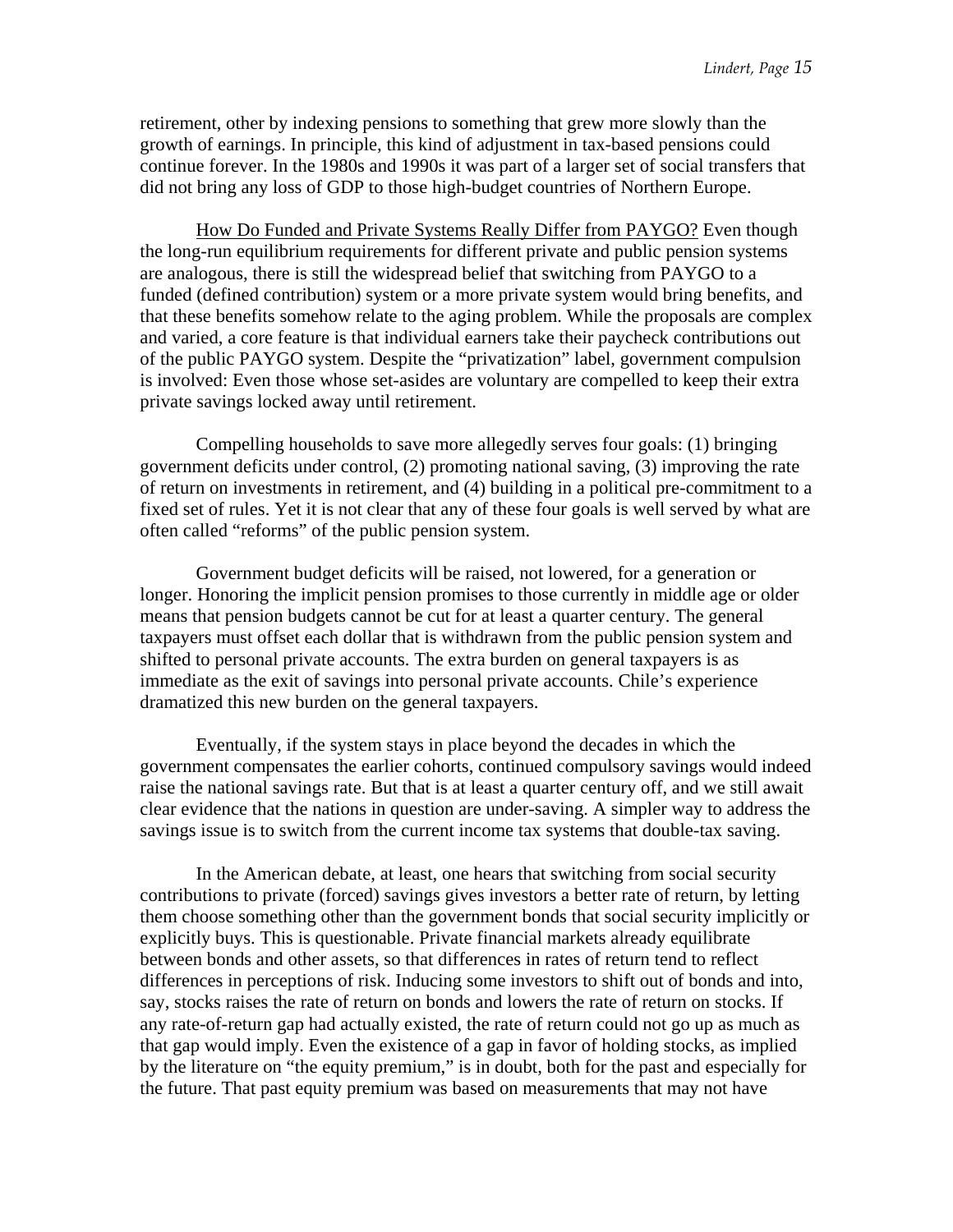retirement, other by indexing pensions to something that grew more slowly than the growth of earnings. In principle, this kind of adjustment in tax-based pensions could continue forever. In the 1980s and 1990s it was part of a larger set of social transfers that did not bring any loss of GDP to those high-budget countries of Northern Europe.

How Do Funded and Private Systems Really Differ from PAYGO? Even though the long-run equilibrium requirements for different private and public pension systems are analogous, there is still the widespread belief that switching from PAYGO to a funded (defined contribution) system or a more private system would bring benefits, and that these benefits somehow relate to the aging problem. While the proposals are complex and varied, a core feature is that individual earners take their paycheck contributions out of the public PAYGO system. Despite the "privatization" label, government compulsion is involved: Even those whose set-asides are voluntary are compelled to keep their extra private savings locked away until retirement.

Compelling households to save more allegedly serves four goals: (1) bringing government deficits under control, (2) promoting national saving, (3) improving the rate of return on investments in retirement, and (4) building in a political pre-commitment to a fixed set of rules. Yet it is not clear that any of these four goals is well served by what are often called "reforms" of the public pension system.

Government budget deficits will be raised, not lowered, for a generation or longer. Honoring the implicit pension promises to those currently in middle age or older means that pension budgets cannot be cut for at least a quarter century. The general taxpayers must offset each dollar that is withdrawn from the public pension system and shifted to personal private accounts. The extra burden on general taxpayers is as immediate as the exit of savings into personal private accounts. Chile's experience dramatized this new burden on the general taxpayers.

Eventually, if the system stays in place beyond the decades in which the government compensates the earlier cohorts, continued compulsory savings would indeed raise the national savings rate. But that is at least a quarter century off, and we still await clear evidence that the nations in question are under-saving. A simpler way to address the savings issue is to switch from the current income tax systems that double-tax saving.

In the American debate, at least, one hears that switching from social security contributions to private (forced) savings gives investors a better rate of return, by letting them choose something other than the government bonds that social security implicitly or explicitly buys. This is questionable. Private financial markets already equilibrate between bonds and other assets, so that differences in rates of return tend to reflect differences in perceptions of risk. Inducing some investors to shift out of bonds and into, say, stocks raises the rate of return on bonds and lowers the rate of return on stocks. If any rate-of-return gap had actually existed, the rate of return could not go up as much as that gap would imply. Even the existence of a gap in favor of holding stocks, as implied by the literature on "the equity premium," is in doubt, both for the past and especially for the future. That past equity premium was based on measurements that may not have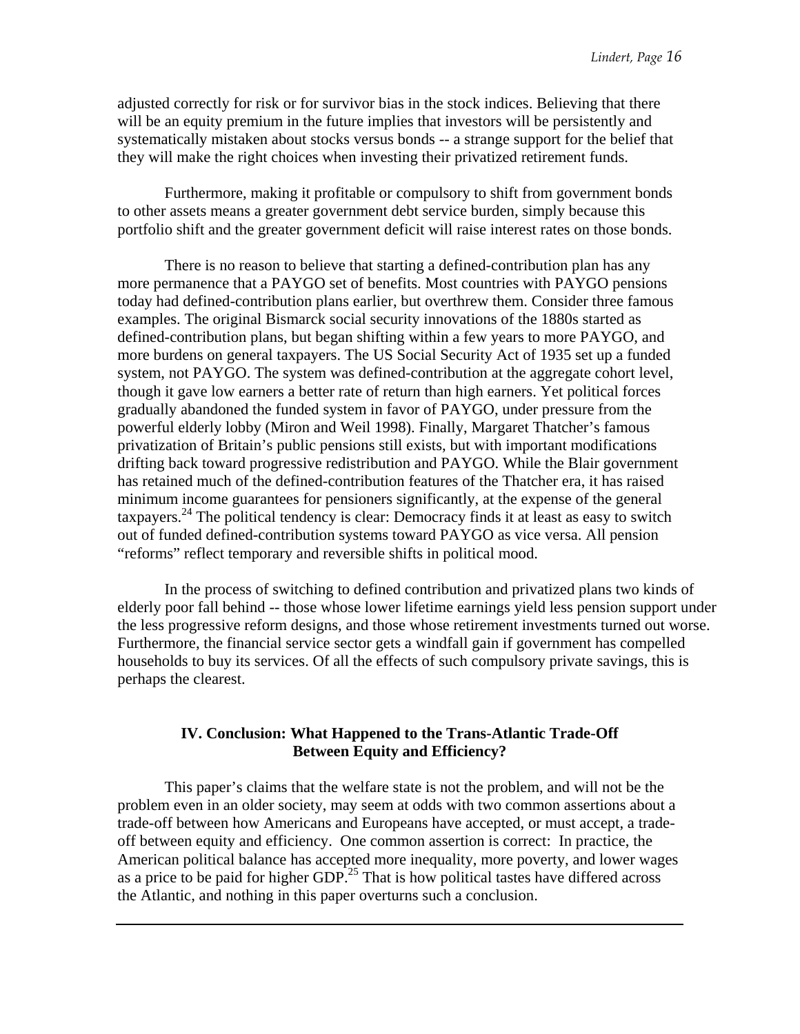adjusted correctly for risk or for survivor bias in the stock indices. Believing that there will be an equity premium in the future implies that investors will be persistently and systematically mistaken about stocks versus bonds -- a strange support for the belief that they will make the right choices when investing their privatized retirement funds.

Furthermore, making it profitable or compulsory to shift from government bonds to other assets means a greater government debt service burden, simply because this portfolio shift and the greater government deficit will raise interest rates on those bonds.

There is no reason to believe that starting a defined-contribution plan has any more permanence that a PAYGO set of benefits. Most countries with PAYGO pensions today had defined-contribution plans earlier, but overthrew them. Consider three famous examples. The original Bismarck social security innovations of the 1880s started as defined-contribution plans, but began shifting within a few years to more PAYGO, and more burdens on general taxpayers. The US Social Security Act of 1935 set up a funded system, not PAYGO. The system was defined-contribution at the aggregate cohort level, though it gave low earners a better rate of return than high earners. Yet political forces gradually abandoned the funded system in favor of PAYGO, under pressure from the powerful elderly lobby (Miron and Weil 1998). Finally, Margaret Thatcher's famous privatization of Britain's public pensions still exists, but with important modifications drifting back toward progressive redistribution and PAYGO. While the Blair government has retained much of the defined-contribution features of the Thatcher era, it has raised minimum income guarantees for pensioners significantly, at the expense of the general taxpayers.[24] The political tendency is clear: Democracy finds it at least as easy to switch out of funded defined-contribution systems toward PAYGO as vice versa. All pension "reforms" reflect temporary and reversible shifts in political mood.

In the process of switching to defined contribution and privatized plans two kinds of elderly poor fall behind -- those whose lower lifetime earnings yield less pension support under the less progressive reform designs, and those whose retirement investments turned out worse. Furthermore, the financial service sector gets a windfall gain if government has compelled households to buy its services. Of all the effects of such compulsory private savings, this is perhaps the clearest.

## IV. Conclusion: What Happened to the Trans-Atlantic Trade-Off Between Equity and Efficiency?

This paper's claims that the welfare state is not the problem, and will not be the problem even in an older society, may seem at odds with two common assertions about a trade-off between how Americans and Europeans have accepted, or must accept, a trade-off between equity and efficiency. One common assertion is correct: In practice, the American political balance has accepted more inequality, more poverty, and lower wages as a price to be paid for higher GDP.[25] That is how political tastes have differed across the Atlantic, and nothing in this paper overturns such a conclusion.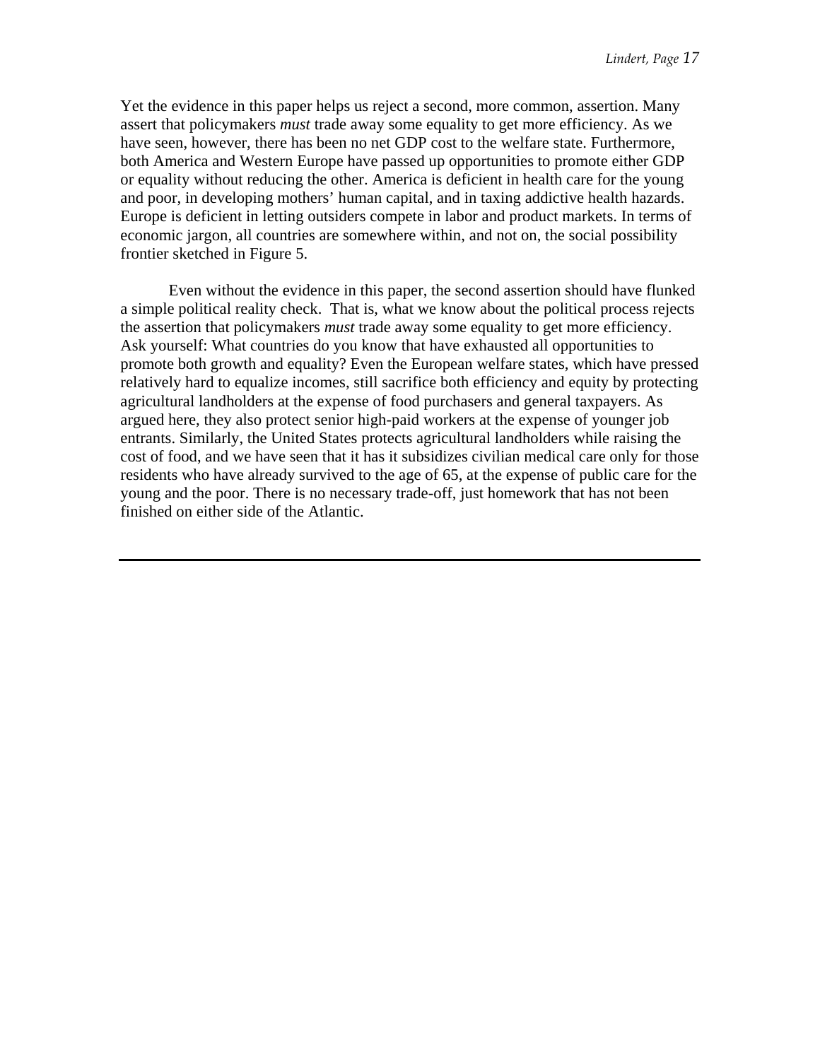Yet the evidence in this paper helps us reject a second, more common, assertion. Many assert that policymakers *must* trade away some equality to get more efficiency. As we have seen, however, there has been no net GDP cost to the welfare state. Furthermore, both America and Western Europe have passed up opportunities to promote either GDP or equality without reducing the other. America is deficient in health care for the young and poor, in developing mothers' human capital, and in taxing addictive health hazards. Europe is deficient in letting outsiders compete in labor and product markets. In terms of economic jargon, all countries are somewhere within, and not on, the social possibility frontier sketched in Figure 5.

Even without the evidence in this paper, the second assertion should have flunked a simple political reality check. That is, what we know about the political process rejects the assertion that policymakers *must* trade away some equality to get more efficiency. Ask yourself: What countries do you know that have exhausted all opportunities to promote both growth and equality? Even the European welfare states, which have pressed relatively hard to equalize incomes, still sacrifice both efficiency and equity by protecting agricultural landholders at the expense of food purchasers and general taxpayers. As argued here, they also protect senior high-paid workers at the expense of younger job entrants. Similarly, the United States protects agricultural landholders while raising the cost of food, and we have seen that it has it subsidizes civilian medical care only for those residents who have already survived to the age of 65, at the expense of public care for the young and the poor. There is no necessary trade-off, just homework that has not been finished on either side of the Atlantic.

---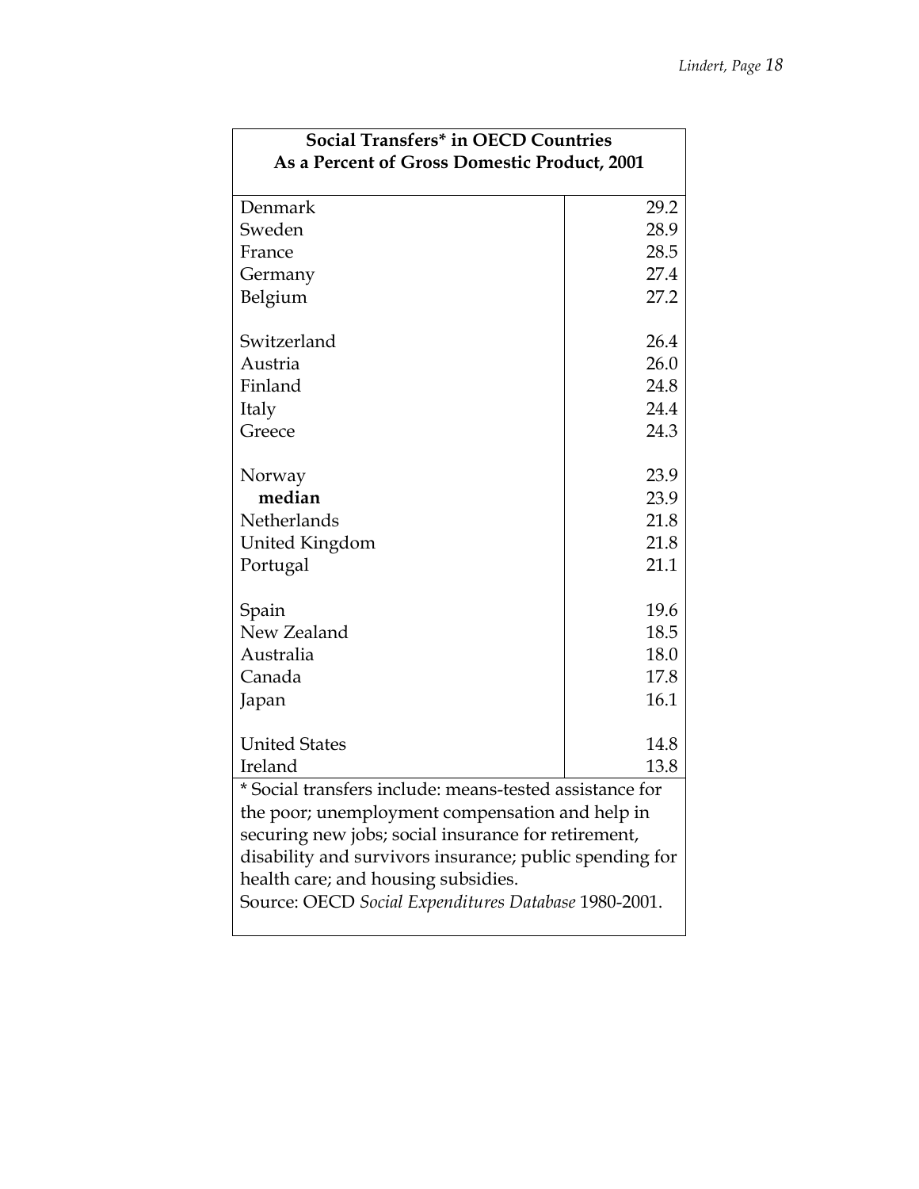**Social Transfers* in OECD Countries**
**As a Percent of Gross Domestic Product, 2001**

| Country | % of GDP |
|---|---|
| Denmark | 29.2 |
| Sweden | 28.9 |
| France | 28.5 |
| Germany | 27.4 |
| Belgium | 27.2 |
| Switzerland | 26.4 |
| Austria | 26.0 |
| Finland | 24.8 |
| Italy | 24.4 |
| Greece | 24.3 |
| Norway | 23.9 |
| **median** | 23.9 |
| Netherlands | 21.8 |
| United Kingdom | 21.8 |
| Portugal | 21.1 |
| Spain | 19.6 |
| New Zealand | 18.5 |
| Australia | 18.0 |
| Canada | 17.8 |
| Japan | 16.1 |
| United States | 14.8 |
| Ireland | 13.8 |

* Social transfers include: means-tested assistance for the poor; unemployment compensation and help in securing new jobs; social insurance for retirement, disability and survivors insurance; public spending for health care; and housing subsidies.

Source: OECD *Social Expenditures Database* 1980-2001.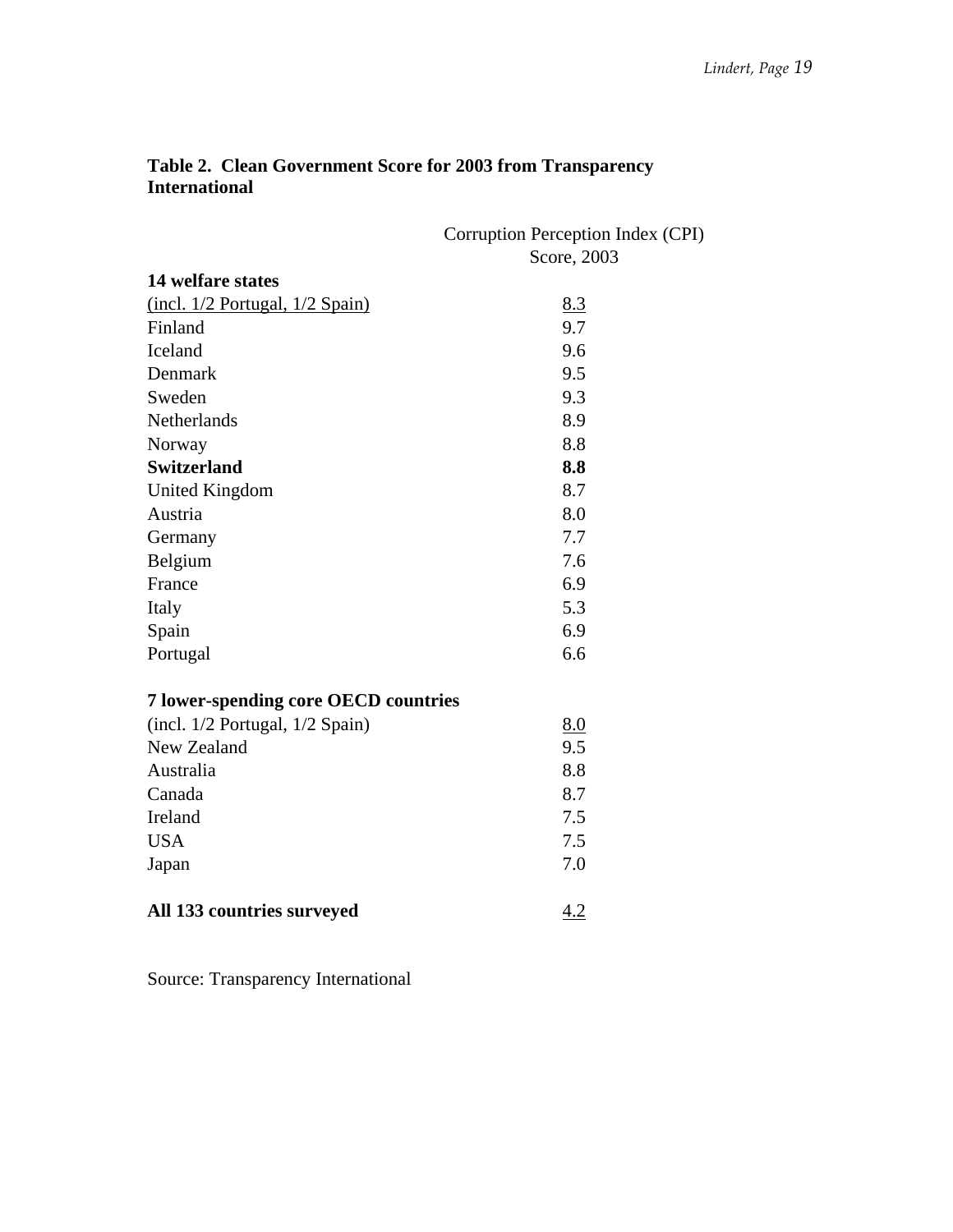**Table 2. Clean Government Score for 2003 from Transparency International**

| | Corruption Perception Index (CPI) Score, 2003 |
|---|---|
| **14 welfare states** | |
| (incl. 1/2 Portugal, 1/2 Spain) | 8.3 |
| Finland | 9.7 |
| Iceland | 9.6 |
| Denmark | 9.5 |
| Sweden | 9.3 |
| Netherlands | 8.9 |
| Norway | 8.8 |
| **Switzerland** | **8.8** |
| United Kingdom | 8.7 |
| Austria | 8.0 |
| Germany | 7.7 |
| Belgium | 7.6 |
| France | 6.9 |
| Italy | 5.3 |
| Spain | 6.9 |
| Portugal | 6.6 |
| | |
| **7 lower-spending core OECD countries** | |
| (incl. 1/2 Portugal, 1/2 Spain) | 8.0 |
| New Zealand | 9.5 |
| Australia | 8.8 |
| Canada | 8.7 |
| Ireland | 7.5 |
| USA | 7.5 |
| Japan | 7.0 |
| | |
| **All 133 countries surveyed** | 4.2 |

Source: Transparency International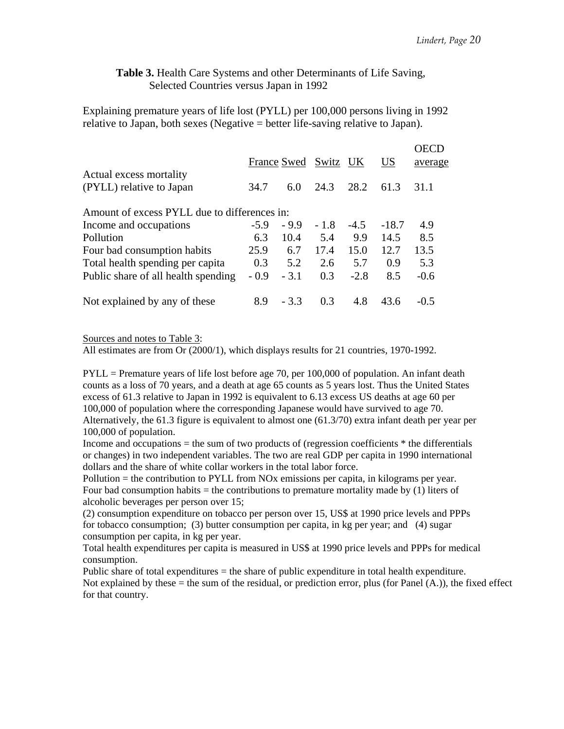**Table 3.** Health Care Systems and other Determinants of Life Saving, Selected Countries versus Japan in 1992

Explaining premature years of life lost (PYLL) per 100,000 persons living in 1992 relative to Japan, both sexes (Negative = better life-saving relative to Japan).

| | France | Swed | Switz | UK | US | OECD average |
|---|---|---|---|---|---|---|
| Actual excess mortality (PYLL) relative to Japan | 34.7 | 6.0 | 24.3 | 28.2 | 61.3 | 31.1 |
| Amount of excess PYLL due to differences in: | | | | | | |
| Income and occupations | -5.9 | - 9.9 | - 1.8 | -4.5 | -18.7 | 4.9 |
| Pollution | 6.3 | 10.4 | 5.4 | 9.9 | 14.5 | 8.5 |
| Four bad consumption habits | 25.9 | 6.7 | 17.4 | 15.0 | 12.7 | 13.5 |
| Total health spending per capita | 0.3 | 5.2 | 2.6 | 5.7 | 0.9 | 5.3 |
| Public share of all health spending | - 0.9 | - 3.1 | 0.3 | -2.8 | 8.5 | -0.6 |
| Not explained by any of these | 8.9 | - 3.3 | 0.3 | 4.8 | 43.6 | -0.5 |

Sources and notes to Table 3:
All estimates are from Or (2000/1), which displays results for 21 countries, 1970-1992.

PYLL = Premature years of life lost before age 70, per 100,000 of population. An infant death counts as a loss of 70 years, and a death at age 65 counts as 5 years lost. Thus the United States excess of 61.3 relative to Japan in 1992 is equivalent to 6.13 excess US deaths at age 60 per 100,000 of population where the corresponding Japanese would have survived to age 70. Alternatively, the 61.3 figure is equivalent to almost one (61.3/70) extra infant death per year per 100,000 of population.
Income and occupations = the sum of two products of (regression coefficients * the differentials or changes) in two independent variables. The two are real GDP per capita in 1990 international dollars and the share of white collar workers in the total labor force.
Pollution = the contribution to PYLL from NOx emissions per capita, in kilograms per year.
Four bad consumption habits = the contributions to premature mortality made by (1) liters of alcoholic beverages per person over 15;
(2) consumption expenditure on tobacco per person over 15, US$ at 1990 price levels and PPPs for tobacco consumption; (3) butter consumption per capita, in kg per year; and (4) sugar consumption per capita, in kg per year.
Total health expenditures per capita is measured in US$ at 1990 price levels and PPPs for medical consumption.
Public share of total expenditures = the share of public expenditure in total health expenditure.
Not explained by these = the sum of the residual, or prediction error, plus (for Panel (A.)), the fixed effect for that country.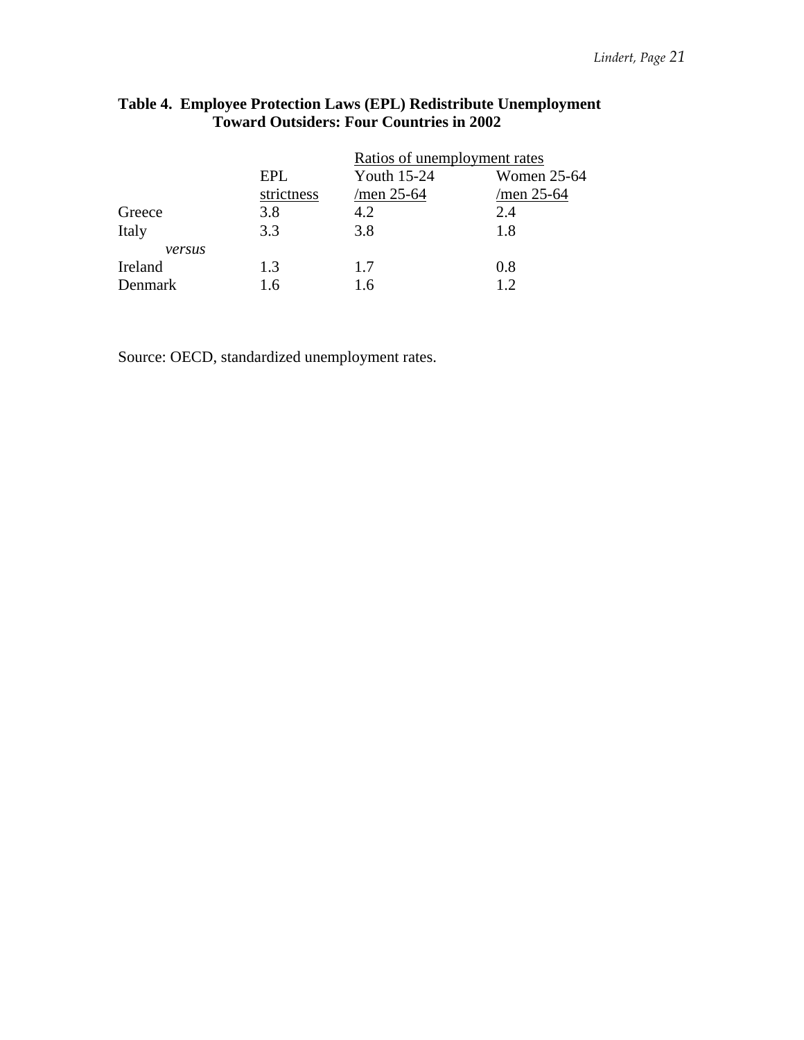**Table 4. Employee Protection Laws (EPL) Redistribute Unemployment Toward Outsiders: Four Countries in 2002**

| | | Ratios of unemployment rates | |
|---|---|---|---|
| | EPL strictness | Youth 15-24 /men 25-64 | Women 25-64 /men 25-64 |
| Greece | 3.8 | 4.2 | 2.4 |
| Italy | 3.3 | 3.8 | 1.8 |
| *versus* | | | |
| Ireland | 1.3 | 1.7 | 0.8 |
| Denmark | 1.6 | 1.6 | 1.2 |

Source: OECD, standardized unemployment rates.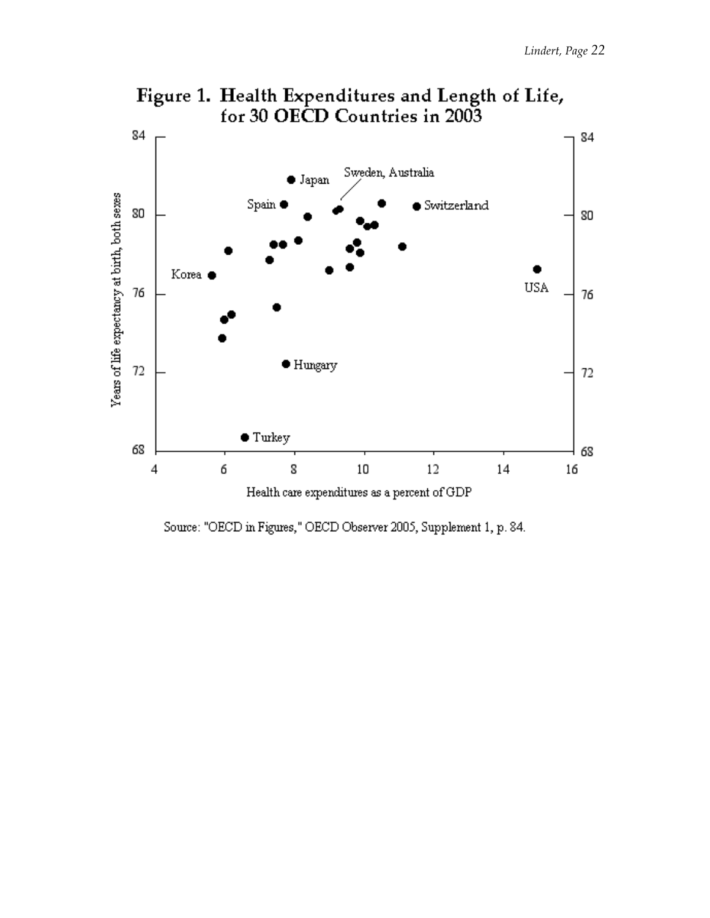# Figure 1. Health Expenditures and Length of Life, for 30 OECD Countries in 2003

Source: "OECD in Figures," OECD Observer 2005, Supplement 1, p. 84.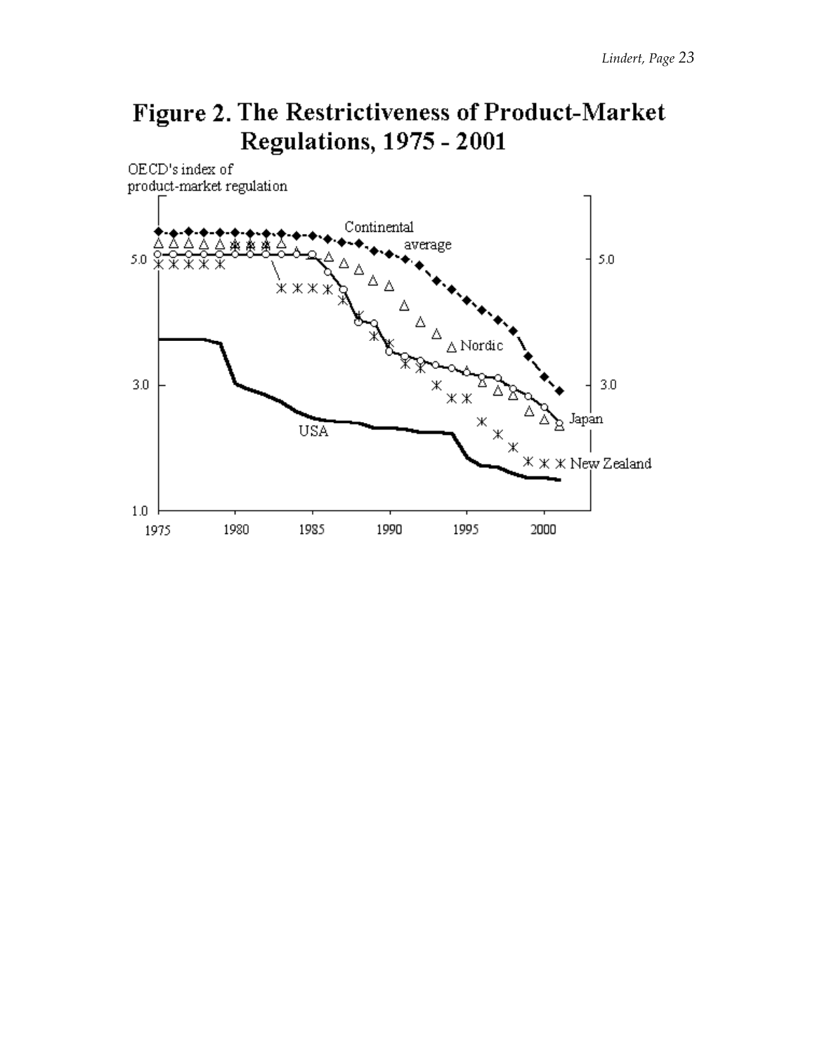# Figure 2. The Restrictiveness of Product-Market Regulations, 1975 - 2001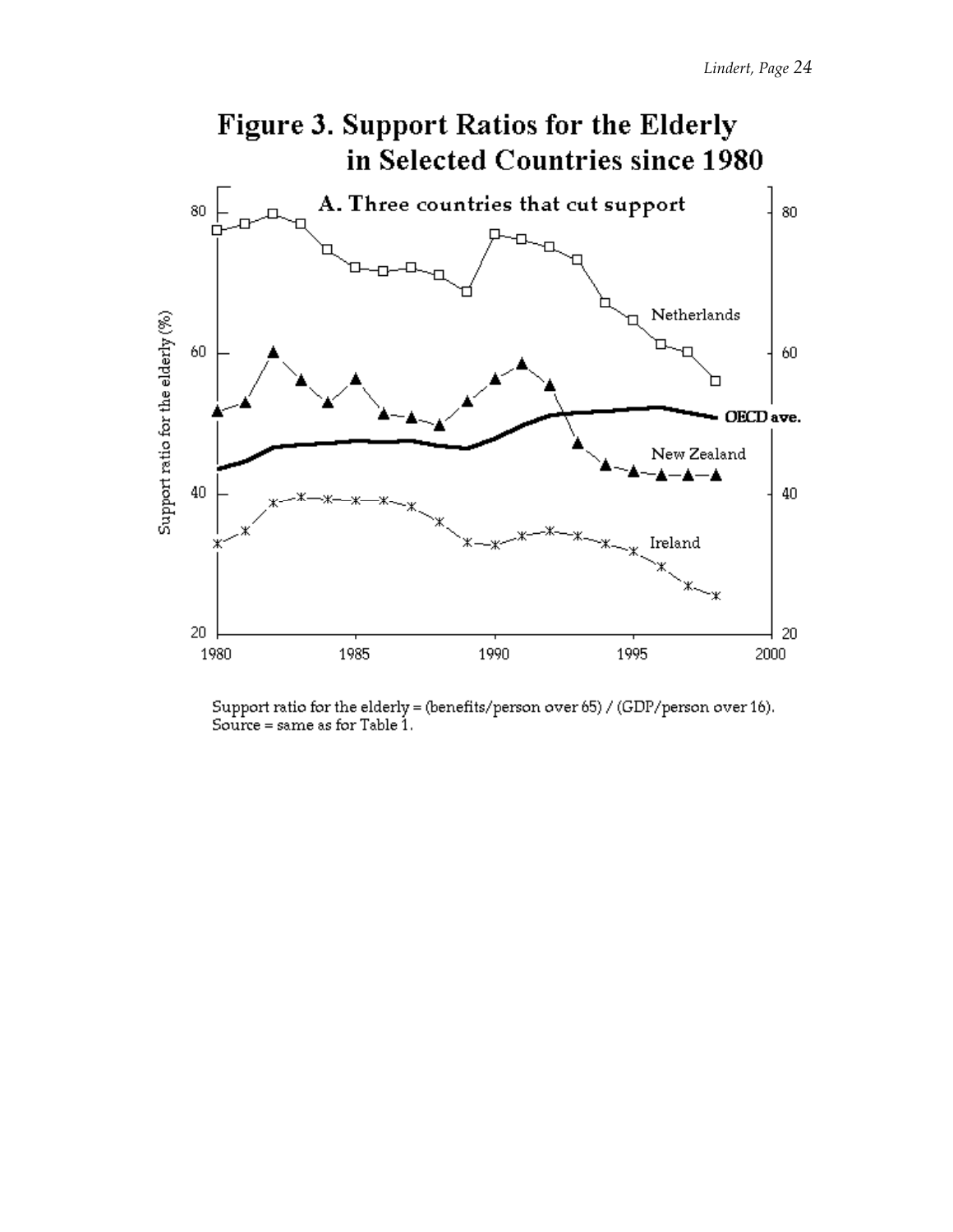# Figure 3. Support Ratios for the Elderly in Selected Countries since 1980

## A. Three countries that cut support

Support ratio for the elderly = (benefits/person over 65) / (GDP/person over 16).
Source = same as for Table 1.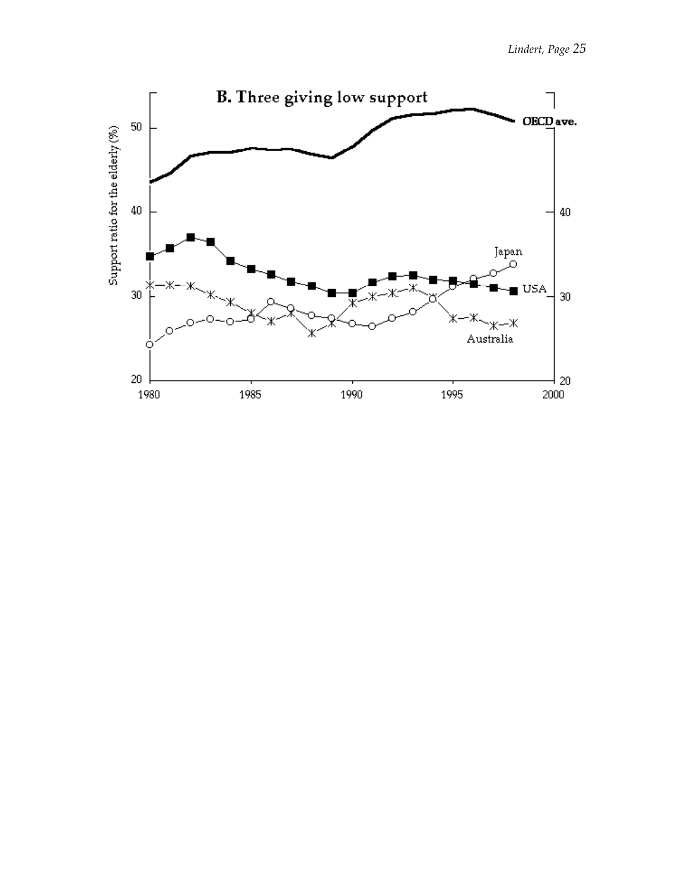**B. Three giving low support**

Support ratio for the elderly (%)

OECD ave.

Japan

USA

Australia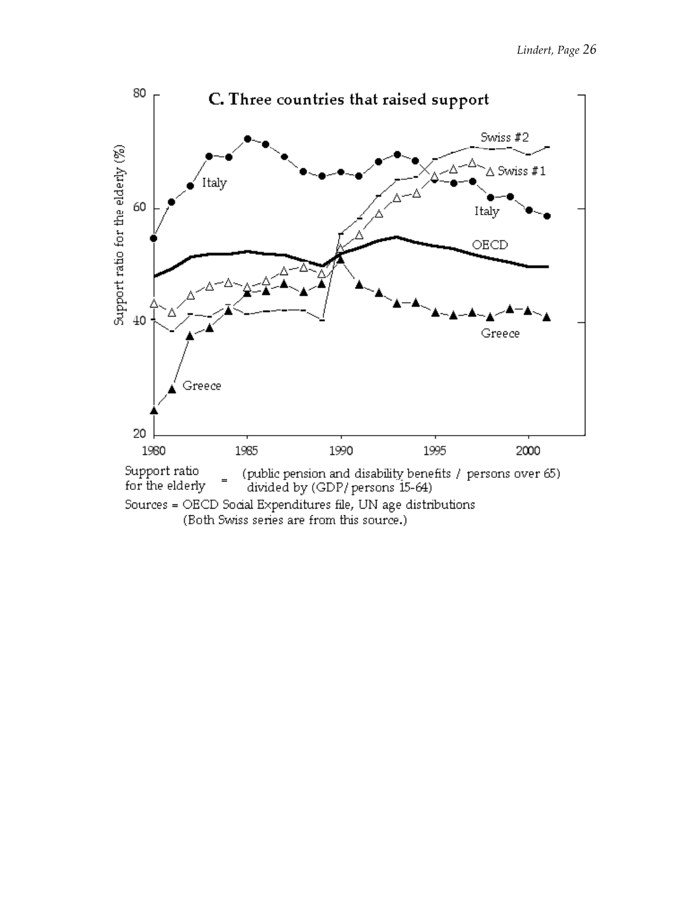### C. Three countries that raised support

Support ratio for the elderly = (public pension and disability benefits / persons over 65) divided by (GDP/ persons 15-64)

Sources = OECD Social Expenditures file, UN age distributions (Both Swiss series are from this source.)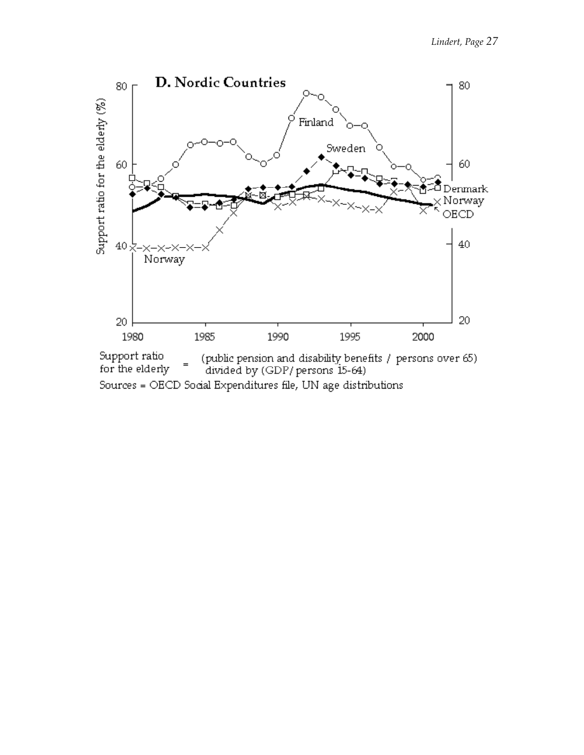**D. Nordic Countries**

Support ratio for the elderly = (public pension and disability benefits / persons over 65) divided by (GDP/ persons 15-64)

Sources = OECD Social Expenditures file, UN age distributions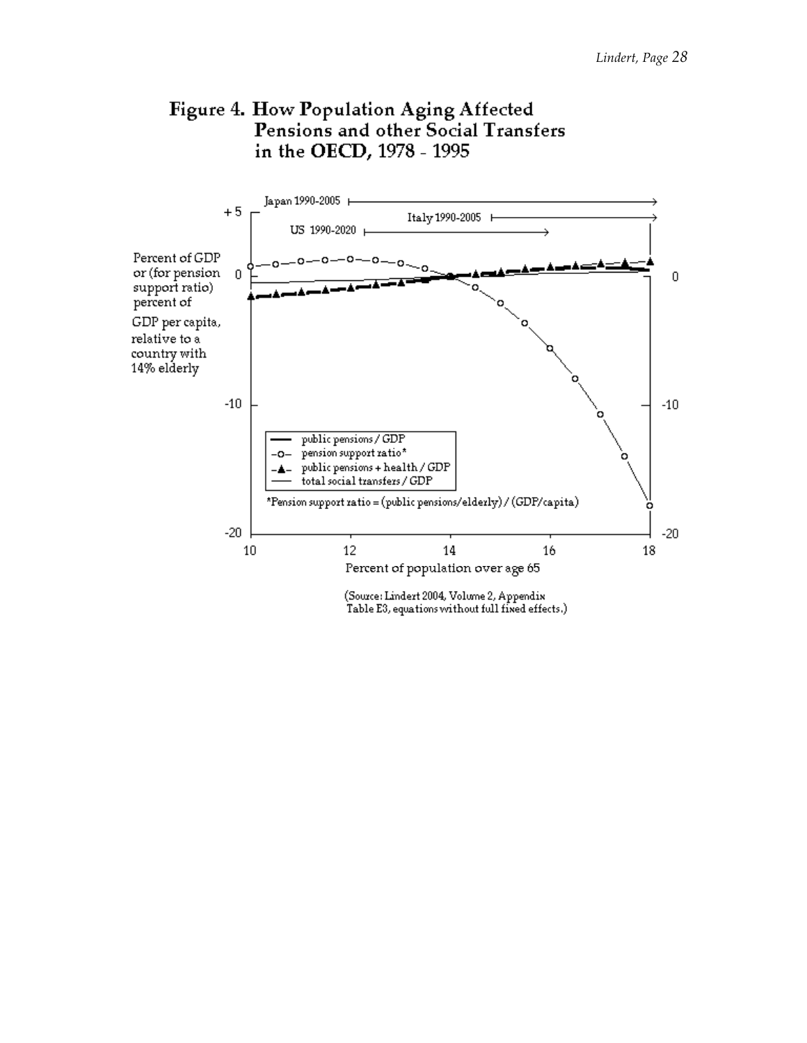# Figure 4. How Population Aging Affected Pensions and other Social Transfers in the OECD, 1978 - 1995

Japan 1990-2005

Italy 1990-2005

US 1990-2020

Percent of GDP or (for pension support ratio) percent of GDP per capita, relative to a country with 14% elderly

public pensions / GDP

pension support ratio*

public pensions + health / GDP

total social transfers / GDP

*Pension support ratio = (public pensions/elderly) / (GDP/capita)

Percent of population over age 65

(Source: Lindert 2004, Volume 2, Appendix Table E3, equations without full fixed effects.)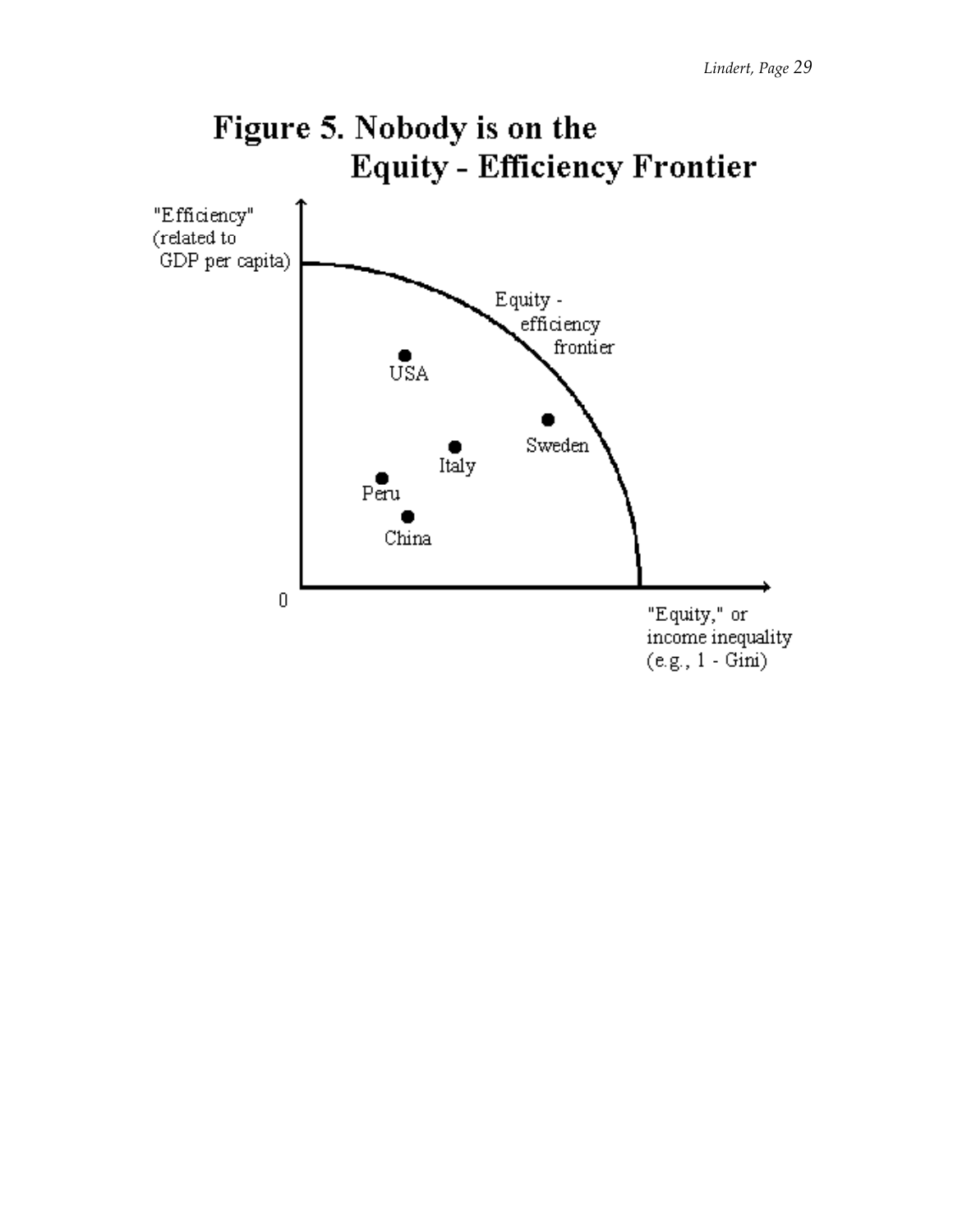# Figure 5. Nobody is on the Equity - Efficiency Frontier

"Efficiency" (related to GDP per capita)

Equity - efficiency frontier

USA

Sweden

Italy

Peru

China

0

"Equity," or income inequality (e.g., 1 - Gini)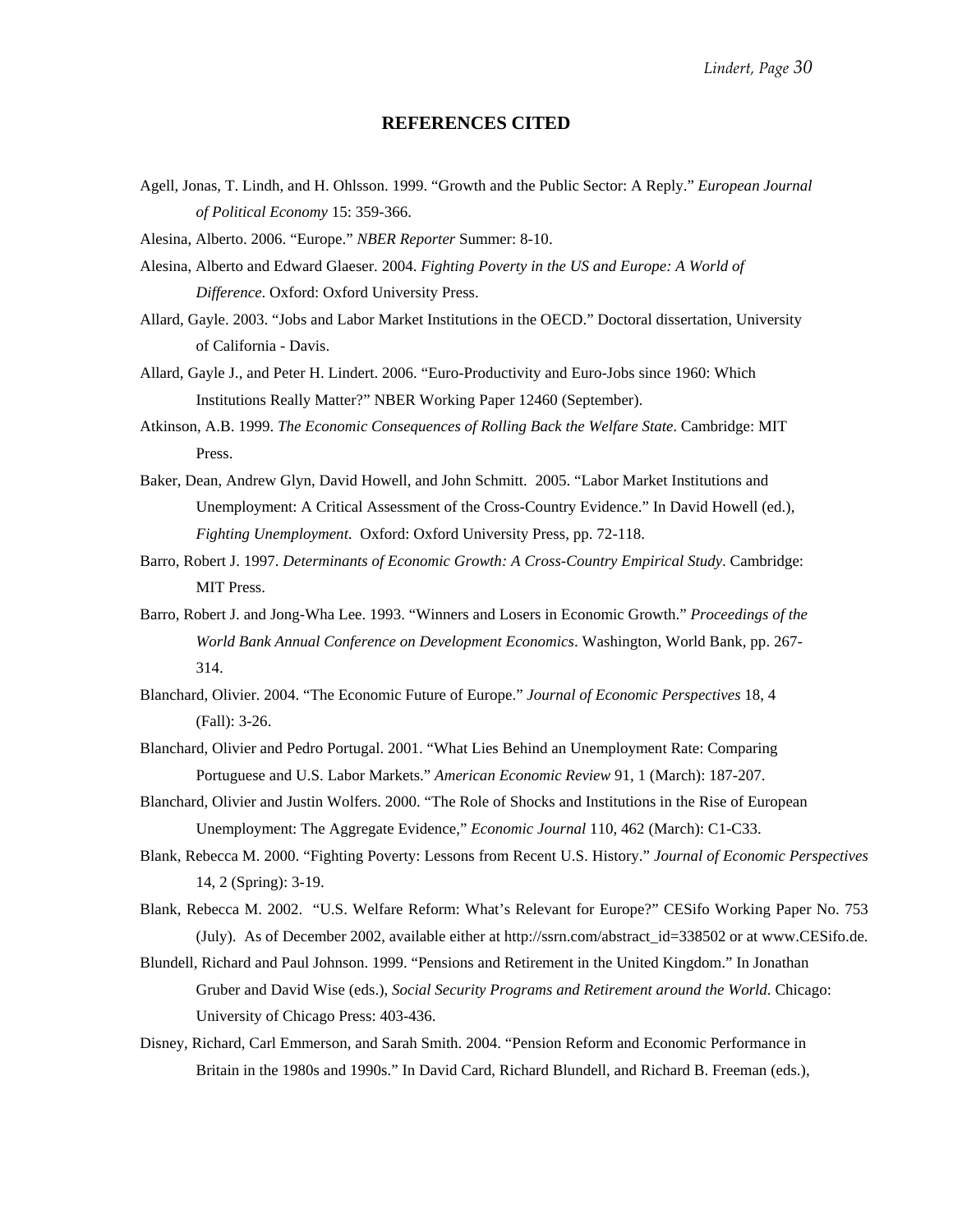## REFERENCES CITED

Agell, Jonas, T. Lindh, and H. Ohlsson. 1999. "Growth and the Public Sector: A Reply." *European Journal of Political Economy* 15: 359-366.

Alesina, Alberto. 2006. "Europe." *NBER Reporter* Summer: 8-10.

Alesina, Alberto and Edward Glaeser. 2004. *Fighting Poverty in the US and Europe: A World of Difference*. Oxford: Oxford University Press.

Allard, Gayle. 2003. "Jobs and Labor Market Institutions in the OECD." Doctoral dissertation, University of California - Davis.

Allard, Gayle J., and Peter H. Lindert. 2006. "Euro-Productivity and Euro-Jobs since 1960: Which Institutions Really Matter?" NBER Working Paper 12460 (September).

Atkinson, A.B. 1999. *The Economic Consequences of Rolling Back the Welfare State*. Cambridge: MIT Press.

Baker, Dean, Andrew Glyn, David Howell, and John Schmitt. 2005. "Labor Market Institutions and Unemployment: A Critical Assessment of the Cross-Country Evidence." In David Howell (ed.), *Fighting Unemployment*. Oxford: Oxford University Press, pp. 72-118.

Barro, Robert J. 1997. *Determinants of Economic Growth: A Cross-Country Empirical Study*. Cambridge: MIT Press.

Barro, Robert J. and Jong-Wha Lee. 1993. "Winners and Losers in Economic Growth." *Proceedings of the World Bank Annual Conference on Development Economics*. Washington, World Bank, pp. 267-314.

Blanchard, Olivier. 2004. "The Economic Future of Europe." *Journal of Economic Perspectives* 18, 4 (Fall): 3-26.

Blanchard, Olivier and Pedro Portugal. 2001. "What Lies Behind an Unemployment Rate: Comparing Portuguese and U.S. Labor Markets." *American Economic Review* 91, 1 (March): 187-207.

Blanchard, Olivier and Justin Wolfers. 2000. "The Role of Shocks and Institutions in the Rise of European Unemployment: The Aggregate Evidence," *Economic Journal* 110, 462 (March): C1-C33.

Blank, Rebecca M. 2000. "Fighting Poverty: Lessons from Recent U.S. History." *Journal of Economic Perspectives* 14, 2 (Spring): 3-19.

Blank, Rebecca M. 2002. "U.S. Welfare Reform: What's Relevant for Europe?" CESifo Working Paper No. 753 (July). As of December 2002, available either at http://ssrn.com/abstract_id=338502 or at www.CESifo.de.

Blundell, Richard and Paul Johnson. 1999. "Pensions and Retirement in the United Kingdom." In Jonathan Gruber and David Wise (eds.), *Social Security Programs and Retirement around the World*. Chicago: University of Chicago Press: 403-436.

Disney, Richard, Carl Emmerson, and Sarah Smith. 2004. "Pension Reform and Economic Performance in Britain in the 1980s and 1990s." In David Card, Richard Blundell, and Richard B. Freeman (eds.),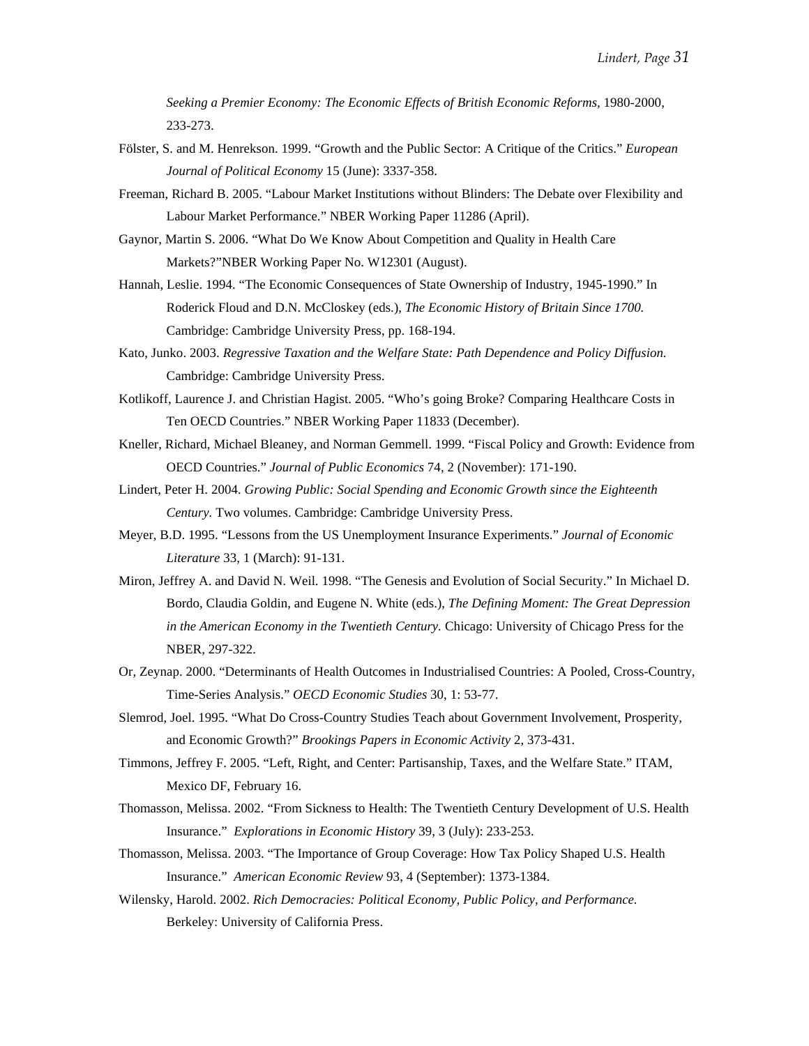*Seeking a Premier Economy: The Economic Effects of British Economic Reforms,* 1980-2000, 233-273.

Fölster, S. and M. Henrekson. 1999. "Growth and the Public Sector: A Critique of the Critics." *European Journal of Political Economy* 15 (June): 3337-358.

Freeman, Richard B. 2005. "Labour Market Institutions without Blinders: The Debate over Flexibility and Labour Market Performance." NBER Working Paper 11286 (April).

Gaynor, Martin S. 2006. "What Do We Know About Competition and Quality in Health Care Markets?"NBER Working Paper No. W12301 (August).

Hannah, Leslie. 1994. "The Economic Consequences of State Ownership of Industry, 1945-1990." In Roderick Floud and D.N. McCloskey (eds.), *The Economic History of Britain Since 1700.* Cambridge: Cambridge University Press, pp. 168-194.

Kato, Junko. 2003. *Regressive Taxation and the Welfare State: Path Dependence and Policy Diffusion.* Cambridge: Cambridge University Press.

Kotlikoff, Laurence J. and Christian Hagist. 2005. "Who's going Broke? Comparing Healthcare Costs in Ten OECD Countries." NBER Working Paper 11833 (December).

Kneller, Richard, Michael Bleaney, and Norman Gemmell. 1999. "Fiscal Policy and Growth: Evidence from OECD Countries." *Journal of Public Economics* 74, 2 (November): 171-190.

Lindert, Peter H. 2004. *Growing Public: Social Spending and Economic Growth since the Eighteenth Century.* Two volumes. Cambridge: Cambridge University Press.

Meyer, B.D. 1995. "Lessons from the US Unemployment Insurance Experiments." *Journal of Economic Literature* 33, 1 (March): 91-131.

Miron, Jeffrey A. and David N. Weil. 1998. "The Genesis and Evolution of Social Security." In Michael D. Bordo, Claudia Goldin, and Eugene N. White (eds.), *The Defining Moment: The Great Depression in the American Economy in the Twentieth Century.* Chicago: University of Chicago Press for the NBER, 297-322.

Or, Zeynap. 2000. "Determinants of Health Outcomes in Industrialised Countries: A Pooled, Cross-Country, Time-Series Analysis." *OECD Economic Studies* 30, 1: 53-77.

Slemrod, Joel. 1995. "What Do Cross-Country Studies Teach about Government Involvement, Prosperity, and Economic Growth?" *Brookings Papers in Economic Activity* 2, 373-431.

Timmons, Jeffrey F. 2005. "Left, Right, and Center: Partisanship, Taxes, and the Welfare State." ITAM, Mexico DF, February 16.

Thomasson, Melissa. 2002. "From Sickness to Health: The Twentieth Century Development of U.S. Health Insurance." *Explorations in Economic History* 39, 3 (July): 233-253.

Thomasson, Melissa. 2003. "The Importance of Group Coverage: How Tax Policy Shaped U.S. Health Insurance." *American Economic Review* 93, 4 (September): 1373-1384.

Wilensky, Harold. 2002. *Rich Democracies: Political Economy, Public Policy, and Performance.* Berkeley: University of California Press.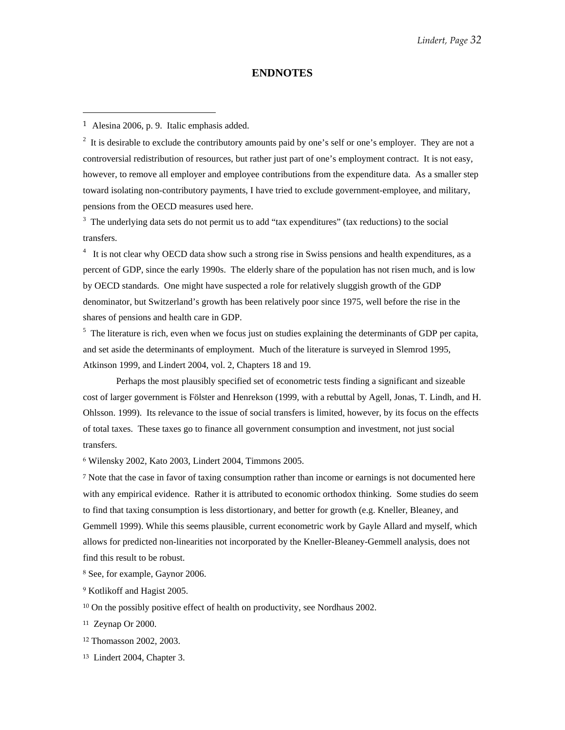## ENDNOTES

---

[1] Alesina 2006, p. 9. Italic emphasis added.

[2] It is desirable to exclude the contributory amounts paid by one's self or one's employer. They are not a controversial redistribution of resources, but rather just part of one's employment contract. It is not easy, however, to remove all employer and employee contributions from the expenditure data. As a smaller step toward isolating non-contributory payments, I have tried to exclude government-employee, and military, pensions from the OECD measures used here.

[3] The underlying data sets do not permit us to add "tax expenditures" (tax reductions) to the social transfers.

[4] It is not clear why OECD data show such a strong rise in Swiss pensions and health expenditures, as a percent of GDP, since the early 1990s. The elderly share of the population has not risen much, and is low by OECD standards. One might have suspected a role for relatively sluggish growth of the GDP denominator, but Switzerland's growth has been relatively poor since 1975, well before the rise in the shares of pensions and health care in GDP.

[5] The literature is rich, even when we focus just on studies explaining the determinants of GDP per capita, and set aside the determinants of employment. Much of the literature is surveyed in Slemrod 1995, Atkinson 1999, and Lindert 2004, vol. 2, Chapters 18 and 19.

Perhaps the most plausibly specified set of econometric tests finding a significant and sizeable cost of larger government is Fölster and Henrekson (1999, with a rebuttal by Agell, Jonas, T. Lindh, and H. Ohlsson. 1999). Its relevance to the issue of social transfers is limited, however, by its focus on the effects of total taxes. These taxes go to finance all government consumption and investment, not just social transfers.

[6] Wilensky 2002, Kato 2003, Lindert 2004, Timmons 2005.

[7] Note that the case in favor of taxing consumption rather than income or earnings is not documented here with any empirical evidence. Rather it is attributed to economic orthodox thinking. Some studies do seem to find that taxing consumption is less distortionary, and better for growth (e.g. Kneller, Bleaney, and Gemmell 1999). While this seems plausible, current econometric work by Gayle Allard and myself, which allows for predicted non-linearities not incorporated by the Kneller-Bleaney-Gemmell analysis, does not find this result to be robust.

[8] See, for example, Gaynor 2006.

[9] Kotlikoff and Hagist 2005.

[10] On the possibly positive effect of health on productivity, see Nordhaus 2002.

[11] Zeynap Or 2000.

[12] Thomasson 2002, 2003.

[13] Lindert 2004, Chapter 3.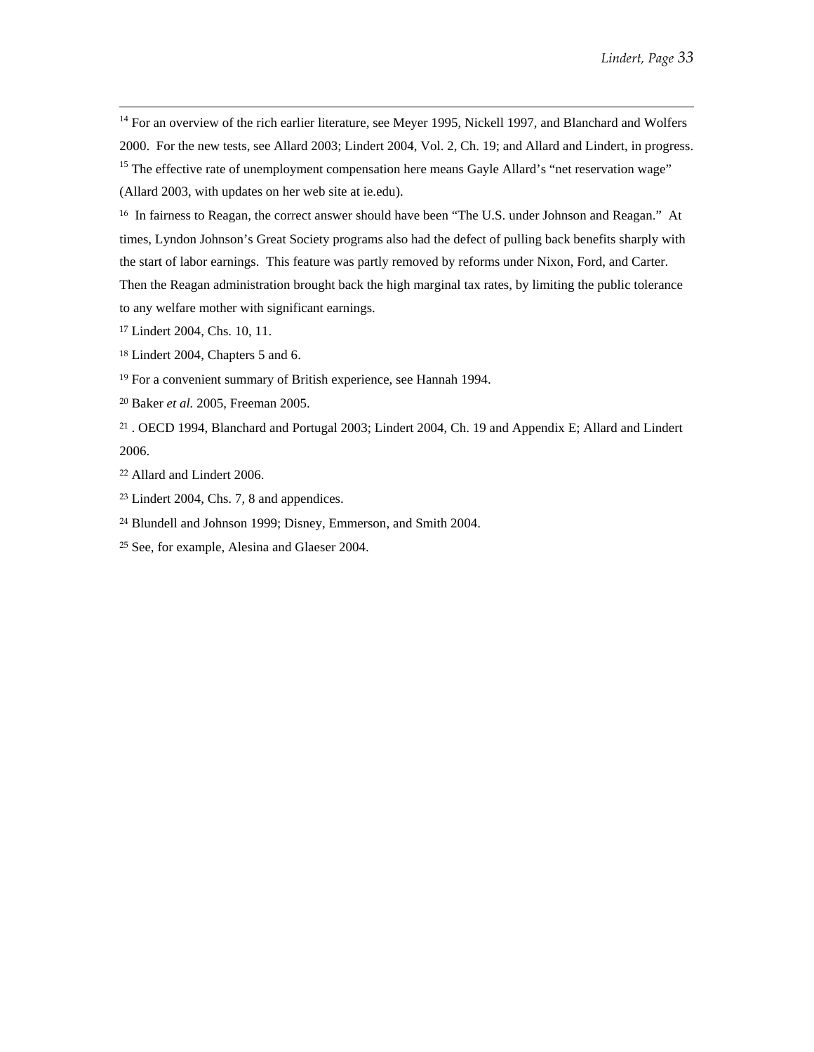[14] For an overview of the rich earlier literature, see Meyer 1995, Nickell 1997, and Blanchard and Wolfers 2000. For the new tests, see Allard 2003; Lindert 2004, Vol. 2, Ch. 19; and Allard and Lindert, in progress.

[15] The effective rate of unemployment compensation here means Gayle Allard's "net reservation wage" (Allard 2003, with updates on her web site at ie.edu).

[16] In fairness to Reagan, the correct answer should have been "The U.S. under Johnson and Reagan." At times, Lyndon Johnson's Great Society programs also had the defect of pulling back benefits sharply with the start of labor earnings. This feature was partly removed by reforms under Nixon, Ford, and Carter. Then the Reagan administration brought back the high marginal tax rates, by limiting the public tolerance to any welfare mother with significant earnings.

[17] Lindert 2004, Chs. 10, 11.

[18] Lindert 2004, Chapters 5 and 6.

[19] For a convenient summary of British experience, see Hannah 1994.

[20] Baker *et al.* 2005, Freeman 2005.

[21] . OECD 1994, Blanchard and Portugal 2003; Lindert 2004, Ch. 19 and Appendix E; Allard and Lindert 2006.

[22] Allard and Lindert 2006.

[23] Lindert 2004, Chs. 7, 8 and appendices.

[24] Blundell and Johnson 1999; Disney, Emmerson, and Smith 2004.

[25] See, for example, Alesina and Glaeser 2004.